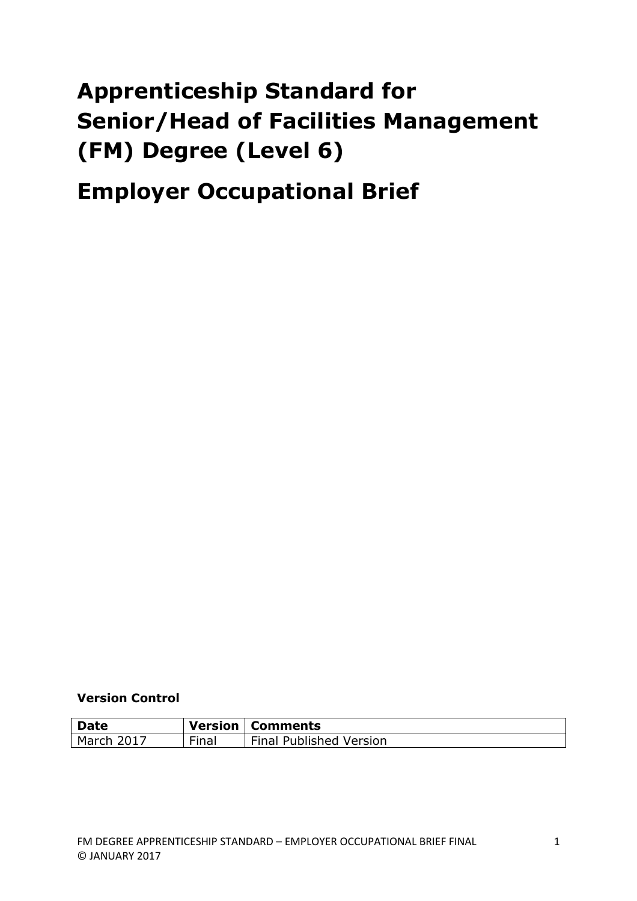# Apprenticeship Standard for Senior/Head of Facilities Management (FM) Degree (Level 6)

# Employer Occupational Brief

**Version Control**

| Date | Version | Comments |
|---|---|---|
| March 2017 | Final | Final Published Version |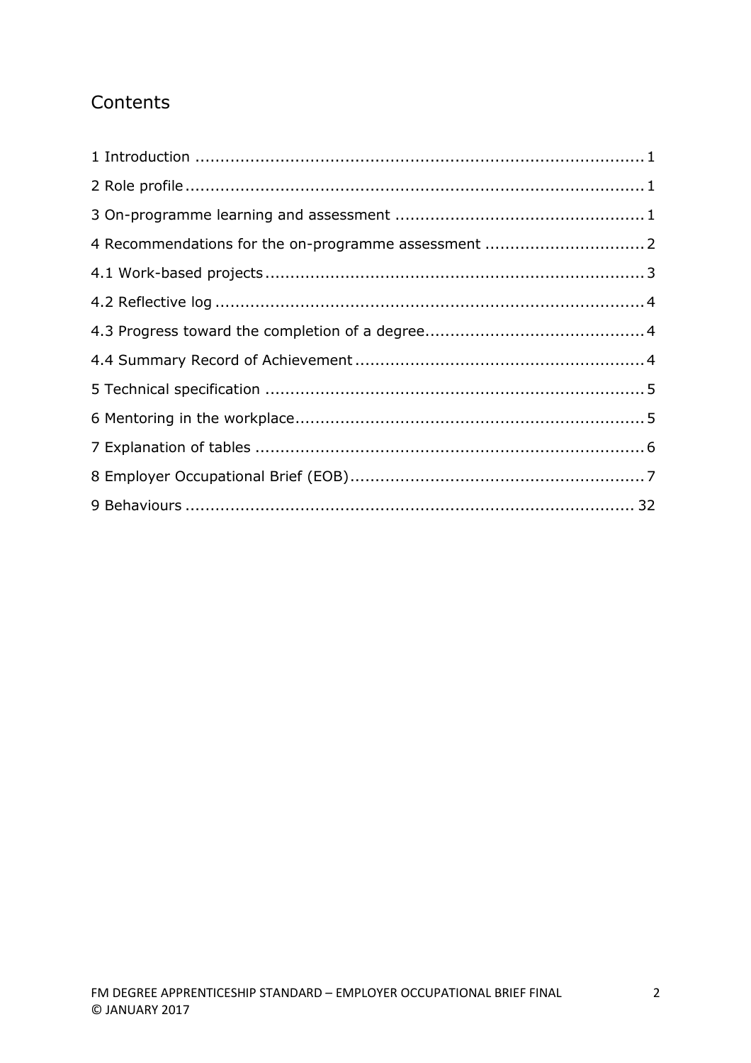# Contents

1 Introduction .......................................................................................... 1

2 Role profile ............................................................................................ 1

3 On-programme learning and assessment .................................................. 1

4 Recommendations for the on-programme assessment ................................ 2

4.1 Work-based projects ............................................................................ 3

4.2 Reflective log ...................................................................................... 4

4.3 Progress toward the completion of a degree ............................................ 4

4.4 Summary Record of Achievement .......................................................... 4

5 Technical specification ............................................................................ 5

6 Mentoring in the workplace ...................................................................... 5

7 Explanation of tables .............................................................................. 6

8 Employer Occupational Brief (EOB) ........................................................... 7

9 Behaviours ........................................................................................... 32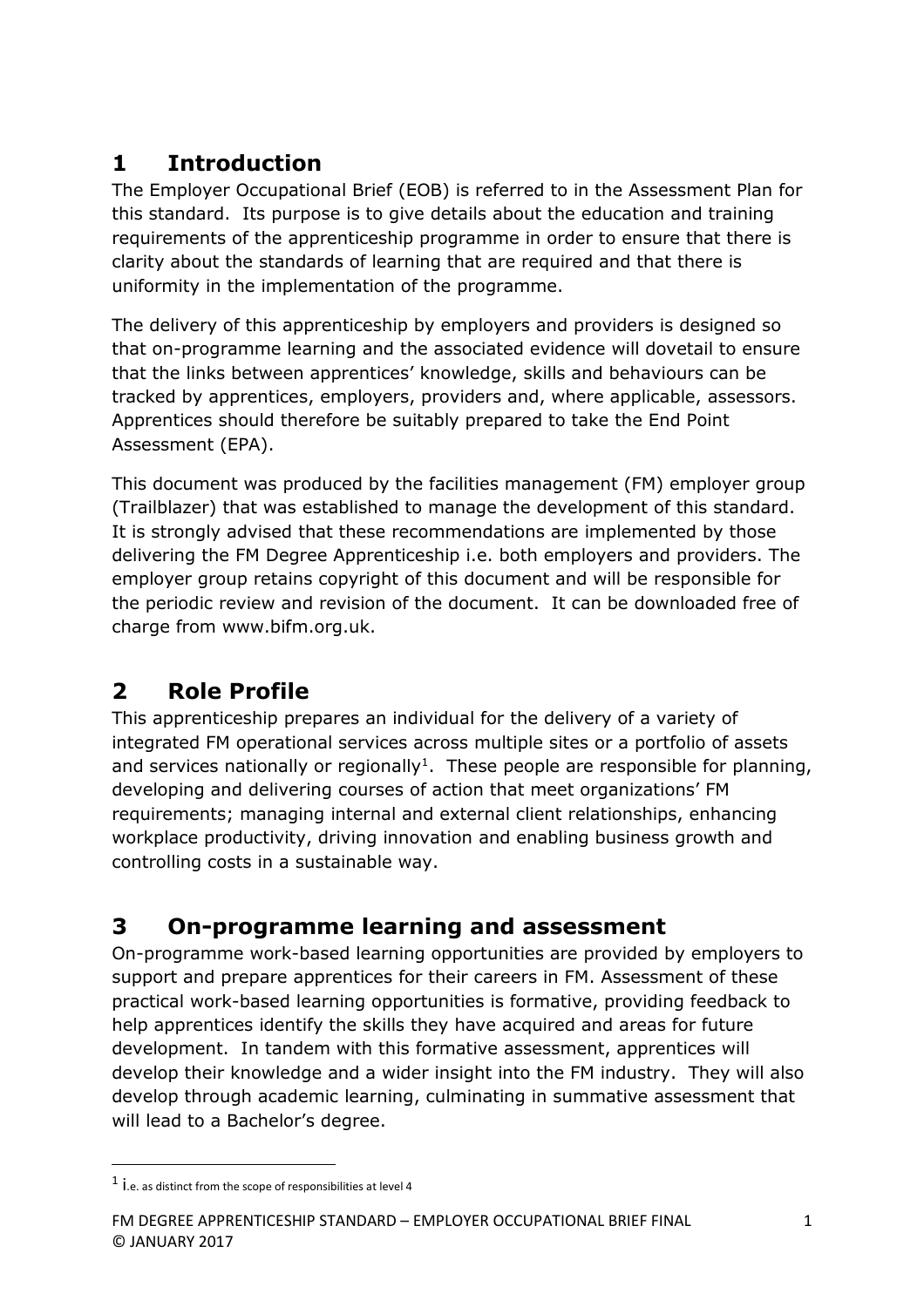# 1 Introduction

The Employer Occupational Brief (EOB) is referred to in the Assessment Plan for this standard. Its purpose is to give details about the education and training requirements of the apprenticeship programme in order to ensure that there is clarity about the standards of learning that are required and that there is uniformity in the implementation of the programme.

The delivery of this apprenticeship by employers and providers is designed so that on-programme learning and the associated evidence will dovetail to ensure that the links between apprentices' knowledge, skills and behaviours can be tracked by apprentices, employers, providers and, where applicable, assessors. Apprentices should therefore be suitably prepared to take the End Point Assessment (EPA).

This document was produced by the facilities management (FM) employer group (Trailblazer) that was established to manage the development of this standard. It is strongly advised that these recommendations are implemented by those delivering the FM Degree Apprenticeship i.e. both employers and providers. The employer group retains copyright of this document and will be responsible for the periodic review and revision of the document. It can be downloaded free of charge from www.bifm.org.uk.

# 2 Role Profile

This apprenticeship prepares an individual for the delivery of a variety of integrated FM operational services across multiple sites or a portfolio of assets and services nationally or regionally[1]. These people are responsible for planning, developing and delivering courses of action that meet organizations' FM requirements; managing internal and external client relationships, enhancing workplace productivity, driving innovation and enabling business growth and controlling costs in a sustainable way.

# 3 On-programme learning and assessment

On-programme work-based learning opportunities are provided by employers to support and prepare apprentices for their careers in FM. Assessment of these practical work-based learning opportunities is formative, providing feedback to help apprentices identify the skills they have acquired and areas for future development. In tandem with this formative assessment, apprentices will develop their knowledge and a wider insight into the FM industry. They will also develop through academic learning, culminating in summative assessment that will lead to a Bachelor's degree.

[1] i.e. as distinct from the scope of responsibilities at level 4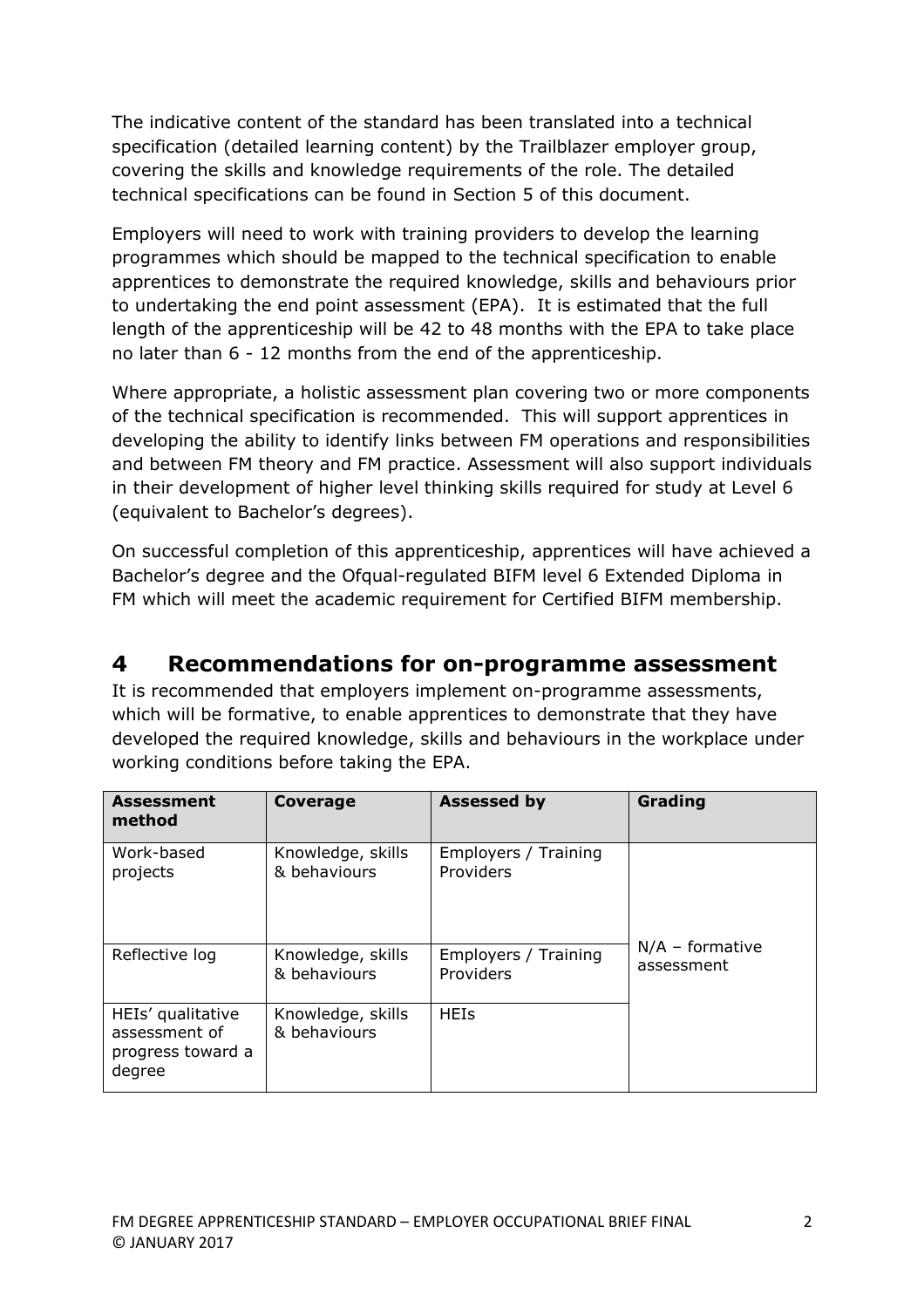The indicative content of the standard has been translated into a technical specification (detailed learning content) by the Trailblazer employer group, covering the skills and knowledge requirements of the role. The detailed technical specifications can be found in Section 5 of this document.

Employers will need to work with training providers to develop the learning programmes which should be mapped to the technical specification to enable apprentices to demonstrate the required knowledge, skills and behaviours prior to undertaking the end point assessment (EPA). It is estimated that the full length of the apprenticeship will be 42 to 48 months with the EPA to take place no later than 6 - 12 months from the end of the apprenticeship.

Where appropriate, a holistic assessment plan covering two or more components of the technical specification is recommended. This will support apprentices in developing the ability to identify links between FM operations and responsibilities and between FM theory and FM practice. Assessment will also support individuals in their development of higher level thinking skills required for study at Level 6 (equivalent to Bachelor's degrees).

On successful completion of this apprenticeship, apprentices will have achieved a Bachelor's degree and the Ofqual-regulated BIFM level 6 Extended Diploma in FM which will meet the academic requirement for Certified BIFM membership.

## 4 Recommendations for on-programme assessment

It is recommended that employers implement on-programme assessments, which will be formative, to enable apprentices to demonstrate that they have developed the required knowledge, skills and behaviours in the workplace under working conditions before taking the EPA.

| Assessment method | Coverage | Assessed by | Grading |
|---|---|---|---|
| Work-based projects | Knowledge, skills & behaviours | Employers / Training Providers | N/A – formative assessment |
| Reflective log | Knowledge, skills & behaviours | Employers / Training Providers | |
| HEIs' qualitative assessment of progress toward a degree | Knowledge, skills & behaviours | HEIs | |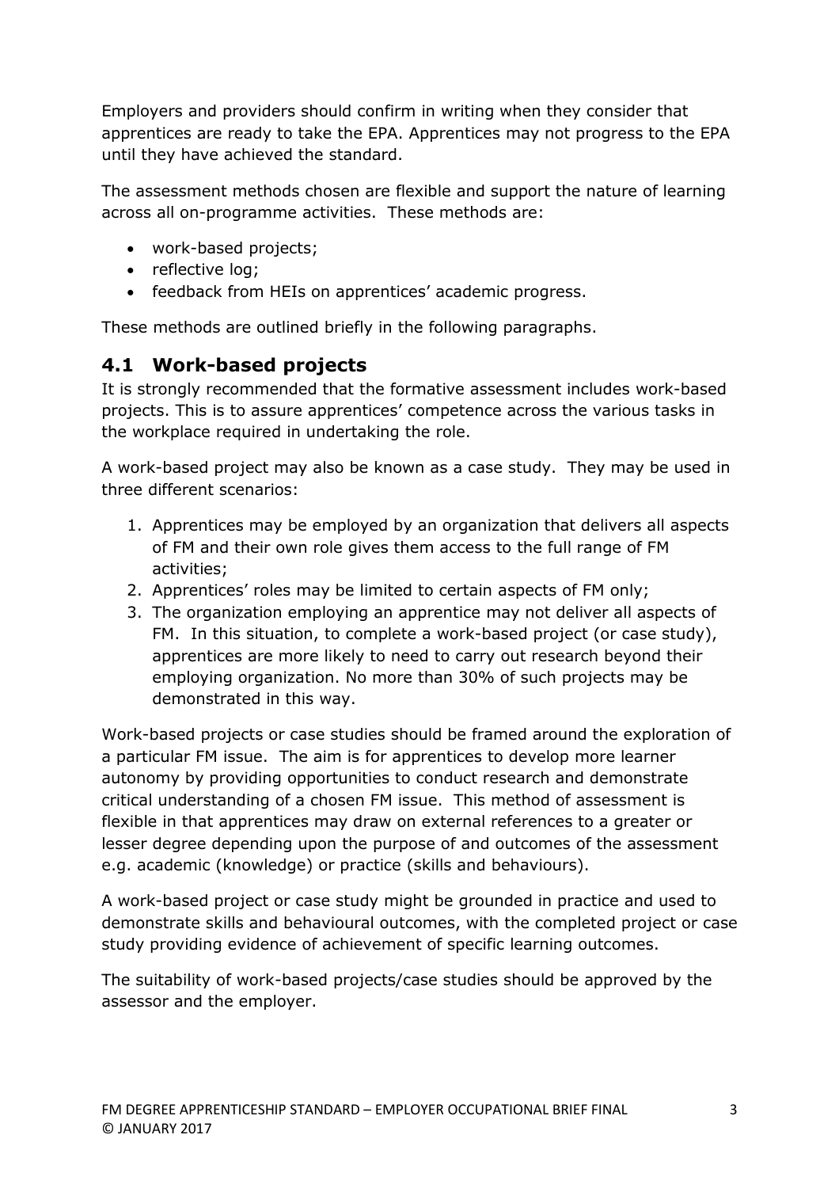Employers and providers should confirm in writing when they consider that apprentices are ready to take the EPA. Apprentices may not progress to the EPA until they have achieved the standard.

The assessment methods chosen are flexible and support the nature of learning across all on-programme activities. These methods are:

- work-based projects;
- reflective log;
- feedback from HEIs on apprentices' academic progress.

These methods are outlined briefly in the following paragraphs.

## 4.1 Work-based projects

It is strongly recommended that the formative assessment includes work-based projects. This is to assure apprentices' competence across the various tasks in the workplace required in undertaking the role.

A work-based project may also be known as a case study. They may be used in three different scenarios:

1. Apprentices may be employed by an organization that delivers all aspects of FM and their own role gives them access to the full range of FM activities;
2. Apprentices' roles may be limited to certain aspects of FM only;
3. The organization employing an apprentice may not deliver all aspects of FM. In this situation, to complete a work-based project (or case study), apprentices are more likely to need to carry out research beyond their employing organization. No more than 30% of such projects may be demonstrated in this way.

Work-based projects or case studies should be framed around the exploration of a particular FM issue. The aim is for apprentices to develop more learner autonomy by providing opportunities to conduct research and demonstrate critical understanding of a chosen FM issue. This method of assessment is flexible in that apprentices may draw on external references to a greater or lesser degree depending upon the purpose of and outcomes of the assessment e.g. academic (knowledge) or practice (skills and behaviours).

A work-based project or case study might be grounded in practice and used to demonstrate skills and behavioural outcomes, with the completed project or case study providing evidence of achievement of specific learning outcomes.

The suitability of work-based projects/case studies should be approved by the assessor and the employer.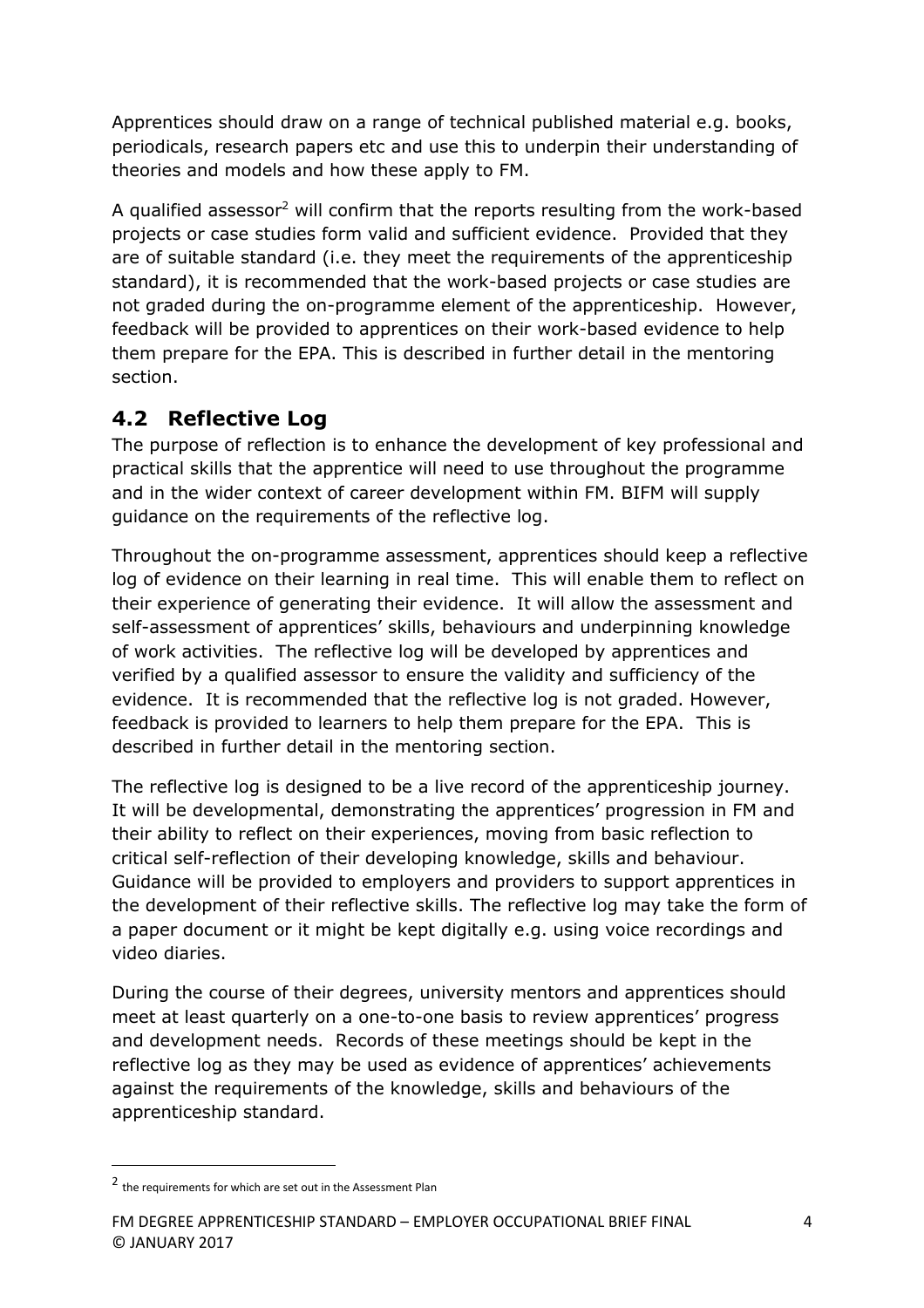Apprentices should draw on a range of technical published material e.g. books, periodicals, research papers etc and use this to underpin their understanding of theories and models and how these apply to FM.

A qualified assessor[2] will confirm that the reports resulting from the work-based projects or case studies form valid and sufficient evidence. Provided that they are of suitable standard (i.e. they meet the requirements of the apprenticeship standard), it is recommended that the work-based projects or case studies are not graded during the on-programme element of the apprenticeship. However, feedback will be provided to apprentices on their work-based evidence to help them prepare for the EPA. This is described in further detail in the mentoring section.

## 4.2 Reflective Log

The purpose of reflection is to enhance the development of key professional and practical skills that the apprentice will need to use throughout the programme and in the wider context of career development within FM. BIFM will supply guidance on the requirements of the reflective log.

Throughout the on-programme assessment, apprentices should keep a reflective log of evidence on their learning in real time. This will enable them to reflect on their experience of generating their evidence. It will allow the assessment and self-assessment of apprentices' skills, behaviours and underpinning knowledge of work activities. The reflective log will be developed by apprentices and verified by a qualified assessor to ensure the validity and sufficiency of the evidence. It is recommended that the reflective log is not graded. However, feedback is provided to learners to help them prepare for the EPA. This is described in further detail in the mentoring section.

The reflective log is designed to be a live record of the apprenticeship journey. It will be developmental, demonstrating the apprentices' progression in FM and their ability to reflect on their experiences, moving from basic reflection to critical self-reflection of their developing knowledge, skills and behaviour. Guidance will be provided to employers and providers to support apprentices in the development of their reflective skills. The reflective log may take the form of a paper document or it might be kept digitally e.g. using voice recordings and video diaries.

During the course of their degrees, university mentors and apprentices should meet at least quarterly on a one-to-one basis to review apprentices' progress and development needs. Records of these meetings should be kept in the reflective log as they may be used as evidence of apprentices' achievements against the requirements of the knowledge, skills and behaviours of the apprenticeship standard.

---

[2] the requirements for which are set out in the Assessment Plan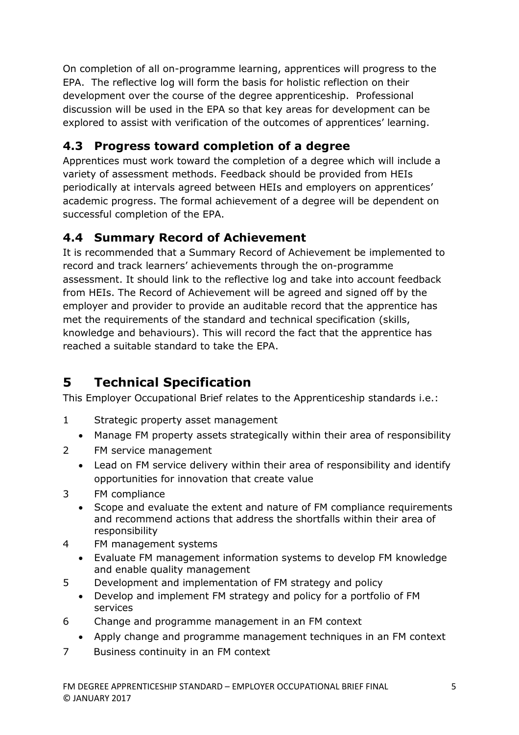On completion of all on-programme learning, apprentices will progress to the EPA. The reflective log will form the basis for holistic reflection on their development over the course of the degree apprenticeship. Professional discussion will be used in the EPA so that key areas for development can be explored to assist with verification of the outcomes of apprentices' learning.

## 4.3 Progress toward completion of a degree

Apprentices must work toward the completion of a degree which will include a variety of assessment methods. Feedback should be provided from HEIs periodically at intervals agreed between HEIs and employers on apprentices' academic progress. The formal achievement of a degree will be dependent on successful completion of the EPA.

## 4.4 Summary Record of Achievement

It is recommended that a Summary Record of Achievement be implemented to record and track learners' achievements through the on-programme assessment. It should link to the reflective log and take into account feedback from HEIs. The Record of Achievement will be agreed and signed off by the employer and provider to provide an auditable record that the apprentice has met the requirements of the standard and technical specification (skills, knowledge and behaviours). This will record the fact that the apprentice has reached a suitable standard to take the EPA.

# 5 Technical Specification

This Employer Occupational Brief relates to the Apprenticeship standards i.e.:

1. Strategic property asset management
   - Manage FM property assets strategically within their area of responsibility
2. FM service management
   - Lead on FM service delivery within their area of responsibility and identify opportunities for innovation that create value
3. FM compliance
   - Scope and evaluate the extent and nature of FM compliance requirements and recommend actions that address the shortfalls within their area of responsibility
4. FM management systems
   - Evaluate FM management information systems to develop FM knowledge and enable quality management
5. Development and implementation of FM strategy and policy
   - Develop and implement FM strategy and policy for a portfolio of FM services
6. Change and programme management in an FM context
   - Apply change and programme management techniques in an FM context
7. Business continuity in an FM context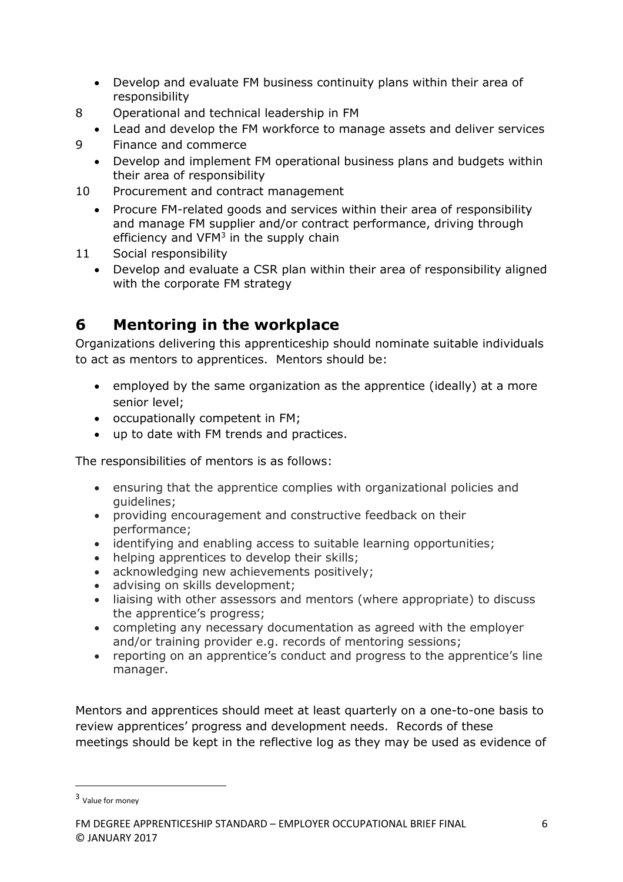- Develop and evaluate FM business continuity plans within their area of responsibility

8 Operational and technical leadership in FM
- Lead and develop the FM workforce to manage assets and deliver services

9 Finance and commerce
- Develop and implement FM operational business plans and budgets within their area of responsibility

10 Procurement and contract management
- Procure FM-related goods and services within their area of responsibility and manage FM supplier and/or contract performance, driving through efficiency and VFM[3] in the supply chain

11 Social responsibility
- Develop and evaluate a CSR plan within their area of responsibility aligned with the corporate FM strategy

## 6 Mentoring in the workplace

Organizations delivering this apprenticeship should nominate suitable individuals to act as mentors to apprentices. Mentors should be:

- employed by the same organization as the apprentice (ideally) at a more senior level;
- occupationally competent in FM;
- up to date with FM trends and practices.

The responsibilities of mentors is as follows:

- ensuring that the apprentice complies with organizational policies and guidelines;
- providing encouragement and constructive feedback on their performance;
- identifying and enabling access to suitable learning opportunities;
- helping apprentices to develop their skills;
- acknowledging new achievements positively;
- advising on skills development;
- liaising with other assessors and mentors (where appropriate) to discuss the apprentice's progress;
- completing any necessary documentation as agreed with the employer and/or training provider e.g. records of mentoring sessions;
- reporting on an apprentice's conduct and progress to the apprentice's line manager.

Mentors and apprentices should meet at least quarterly on a one-to-one basis to review apprentices' progress and development needs. Records of these meetings should be kept in the reflective log as they may be used as evidence of

[3] Value for money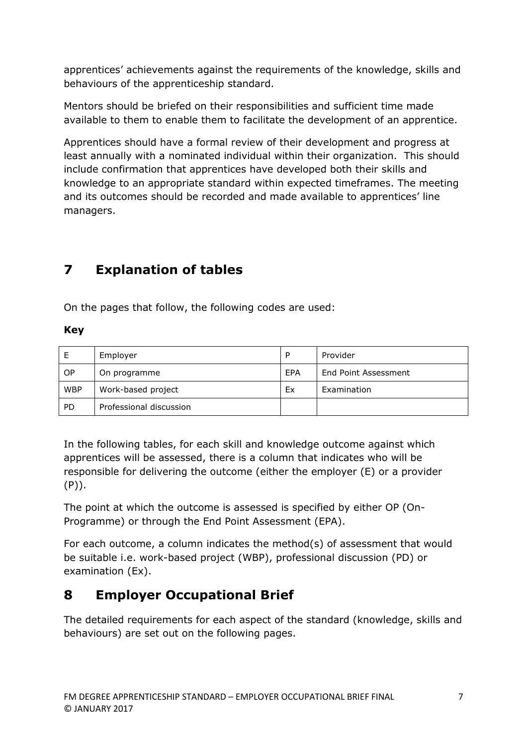apprentices' achievements against the requirements of the knowledge, skills and behaviours of the apprenticeship standard.

Mentors should be briefed on their responsibilities and sufficient time made available to them to enable them to facilitate the development of an apprentice.

Apprentices should have a formal review of their development and progress at least annually with a nominated individual within their organization. This should include confirmation that apprentices have developed both their skills and knowledge to an appropriate standard within expected timeframes. The meeting and its outcomes should be recorded and made available to apprentices' line managers.

# 7 Explanation of tables

On the pages that follow, the following codes are used:

**Key**

| E | Employer | P | Provider |
|---|---|---|---|
| OP | On programme | EPA | End Point Assessment |
| WBP | Work-based project | Ex | Examination |
| PD | Professional discussion | | |

In the following tables, for each skill and knowledge outcome against which apprentices will be assessed, there is a column that indicates who will be responsible for delivering the outcome (either the employer (E) or a provider (P)).

The point at which the outcome is assessed is specified by either OP (On-Programme) or through the End Point Assessment (EPA).

For each outcome, a column indicates the method(s) of assessment that would be suitable i.e. work-based project (WBP), professional discussion (PD) or examination (Ex).

# 8 Employer Occupational Brief

The detailed requirements for each aspect of the standard (knowledge, skills and behaviours) are set out on the following pages.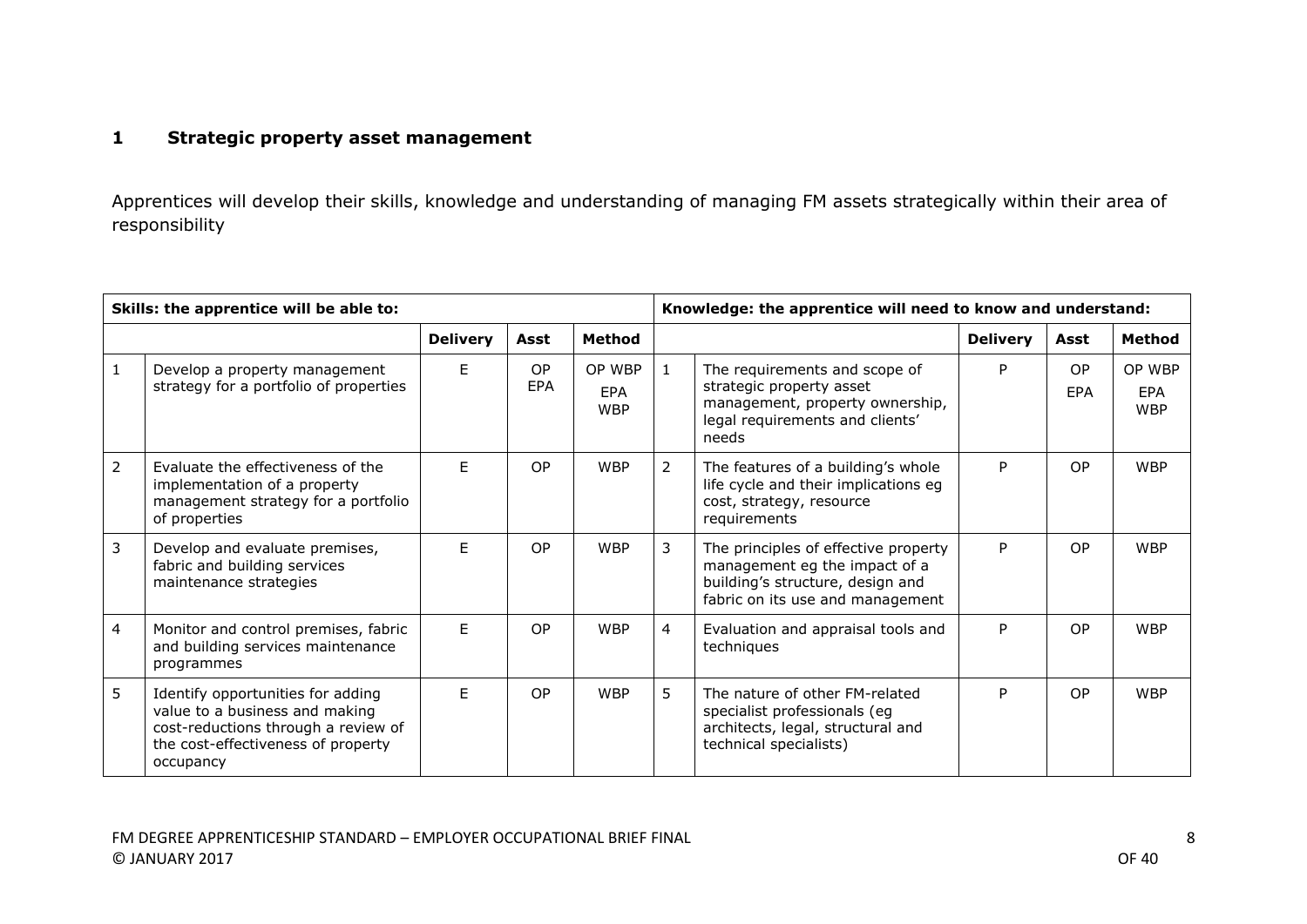## 1 Strategic property asset management

Apprentices will develop their skills, knowledge and understanding of managing FM assets strategically within their area of responsibility

| Skills: the apprentice will be able to: | | | | | Knowledge: the apprentice will need to know and understand: | | | | |
|---|---|---|---|---|---|---|---|---|---|
| | | **Delivery** | **Asst** | **Method** | | | **Delivery** | **Asst** | **Method** |
| 1 | Develop a property management strategy for a portfolio of properties | E | OP EPA | OP WBP EPA WBP | 1 | The requirements and scope of strategic property asset management, property ownership, legal requirements and clients' needs | P | OP EPA | OP WBP EPA WBP |
| 2 | Evaluate the effectiveness of the implementation of a property management strategy for a portfolio of properties | E | OP | WBP | 2 | The features of a building's whole life cycle and their implications eg cost, strategy, resource requirements | P | OP | WBP |
| 3 | Develop and evaluate premises, fabric and building services maintenance strategies | E | OP | WBP | 3 | The principles of effective property management eg the impact of a building's structure, design and fabric on its use and management | P | OP | WBP |
| 4 | Monitor and control premises, fabric and building services maintenance programmes | E | OP | WBP | 4 | Evaluation and appraisal tools and techniques | P | OP | WBP |
| 5 | Identify opportunities for adding value to a business and making cost-reductions through a review of the cost-effectiveness of property occupancy | E | OP | WBP | 5 | The nature of other FM-related specialist professionals (eg architects, legal, structural and technical specialists) | P | OP | WBP |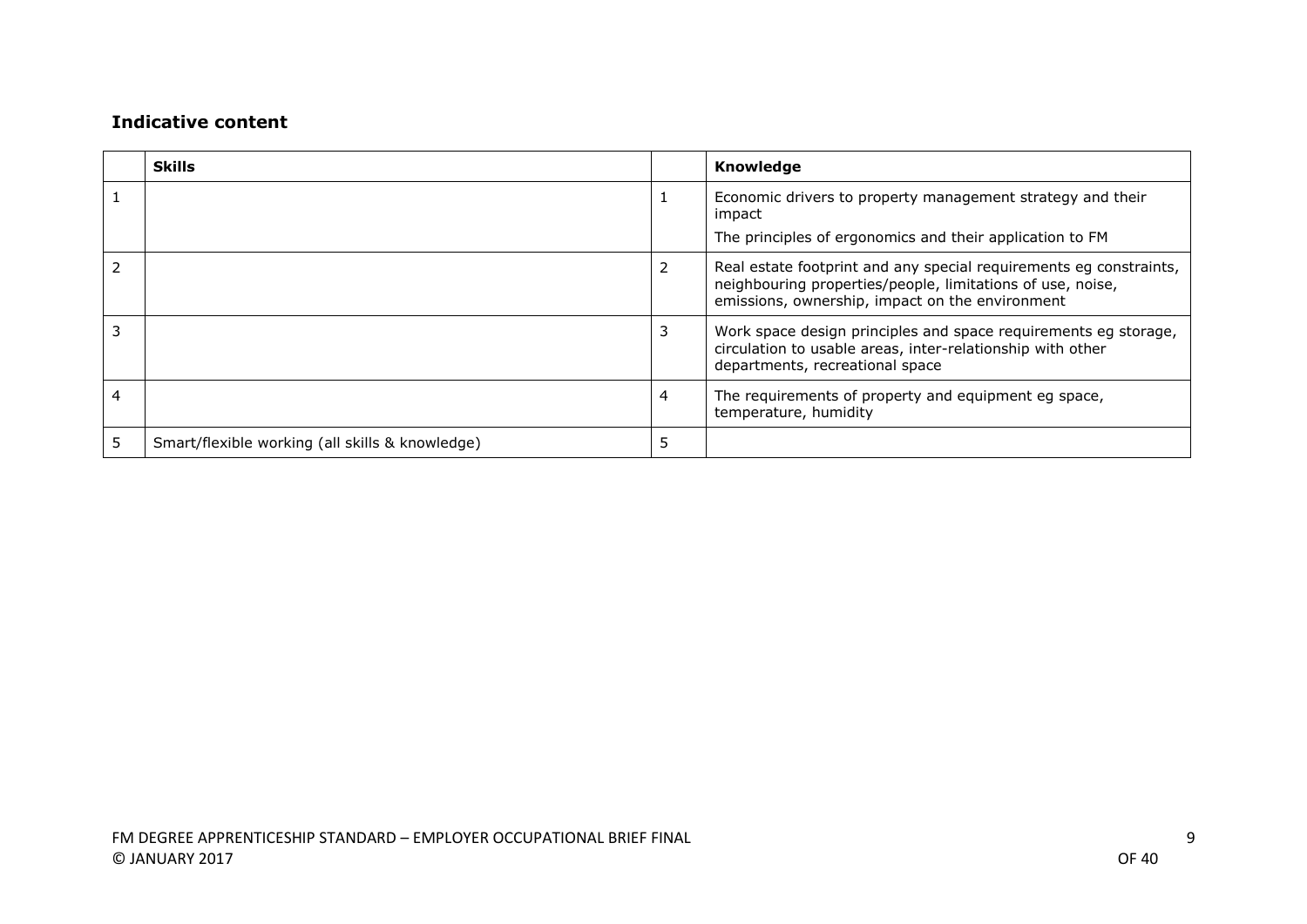### Indicative content

| | Skills | | Knowledge |
|---|---|---|---|
| 1 | | 1 | Economic drivers to property management strategy and their impact<br><br>The principles of ergonomics and their application to FM |
| 2 | | 2 | Real estate footprint and any special requirements eg constraints, neighbouring properties/people, limitations of use, noise, emissions, ownership, impact on the environment |
| 3 | | 3 | Work space design principles and space requirements eg storage, circulation to usable areas, inter-relationship with other departments, recreational space |
| 4 | | 4 | The requirements of property and equipment eg space, temperature, humidity |
| 5 | Smart/flexible working (all skills & knowledge) | 5 | |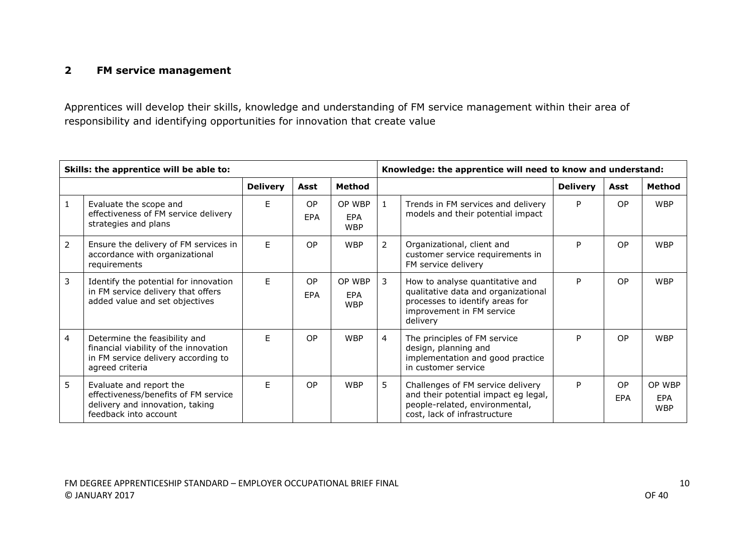## 2 FM service management

Apprentices will develop their skills, knowledge and understanding of FM service management within their area of responsibility and identifying opportunities for innovation that create value

| Skills: the apprentice will be able to: | | | | | Knowledge: the apprentice will need to know and understand: | | | | |
|---|---|---|---|---|---|---|---|---|---|
| | | **Delivery** | **Asst** | **Method** | | | **Delivery** | **Asst** | **Method** |
| 1 | Evaluate the scope and effectiveness of FM service delivery strategies and plans | E | OP EPA | OP WBP EPA WBP | 1 | Trends in FM services and delivery models and their potential impact | P | OP | WBP |
| 2 | Ensure the delivery of FM services in accordance with organizational requirements | E | OP | WBP | 2 | Organizational, client and customer service requirements in FM service delivery | P | OP | WBP |
| 3 | Identify the potential for innovation in FM service delivery that offers added value and set objectives | E | OP EPA | OP WBP EPA WBP | 3 | How to analyse quantitative and qualitative data and organizational processes to identify areas for improvement in FM service delivery | P | OP | WBP |
| 4 | Determine the feasibility and financial viability of the innovation in FM service delivery according to agreed criteria | E | OP | WBP | 4 | The principles of FM service design, planning and implementation and good practice in customer service | P | OP | WBP |
| 5 | Evaluate and report the effectiveness/benefits of FM service delivery and innovation, taking feedback into account | E | OP | WBP | 5 | Challenges of FM service delivery and their potential impact eg legal, people-related, environmental, cost, lack of infrastructure | P | OP EPA | OP WBP EPA WBP |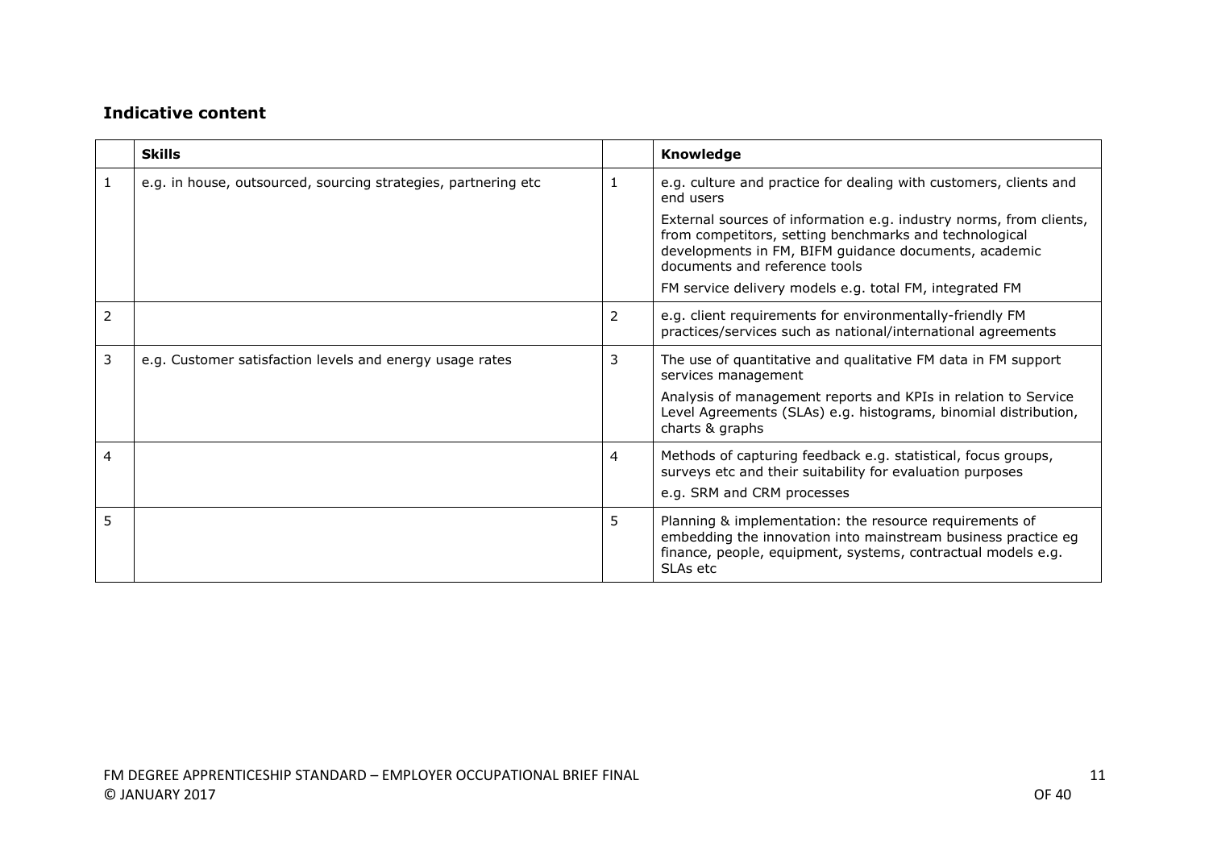### Indicative content

| | Skills | | Knowledge |
|---|---|---|---|
| 1 | e.g. in house, outsourced, sourcing strategies, partnering etc | 1 | e.g. culture and practice for dealing with customers, clients and end users<br><br>External sources of information e.g. industry norms, from clients, from competitors, setting benchmarks and technological developments in FM, BIFM guidance documents, academic documents and reference tools<br><br>FM service delivery models e.g. total FM, integrated FM |
| 2 | | 2 | e.g. client requirements for environmentally-friendly FM practices/services such as national/international agreements |
| 3 | e.g. Customer satisfaction levels and energy usage rates | 3 | The use of quantitative and qualitative FM data in FM support services management<br><br>Analysis of management reports and KPIs in relation to Service Level Agreements (SLAs) e.g. histograms, binomial distribution, charts & graphs |
| 4 | | 4 | Methods of capturing feedback e.g. statistical, focus groups, surveys etc and their suitability for evaluation purposes<br><br>e.g. SRM and CRM processes |
| 5 | | 5 | Planning & implementation: the resource requirements of embedding the innovation into mainstream business practice eg finance, people, equipment, systems, contractual models e.g. SLAs etc |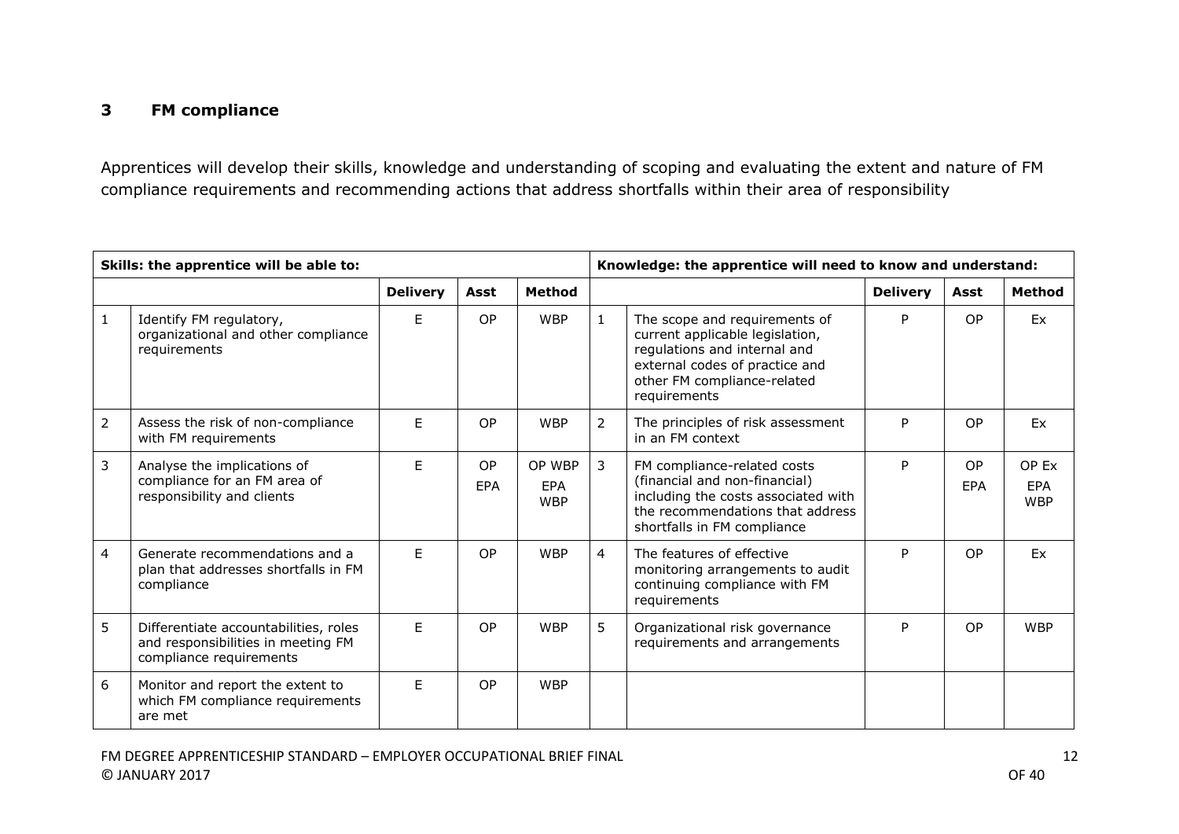## 3 FM compliance

Apprentices will develop their skills, knowledge and understanding of scoping and evaluating the extent and nature of FM compliance requirements and recommending actions that address shortfalls within their area of responsibility

| Skills: the apprentice will be able to: | | | | | Knowledge: the apprentice will need to know and understand: | | | | |
|---|---|---|---|---|---|---|---|---|---|
| | | Delivery | Asst | Method | | | Delivery | Asst | Method |
| 1 | Identify FM regulatory, organizational and other compliance requirements | E | OP | WBP | 1 | The scope and requirements of current applicable legislation, regulations and internal and external codes of practice and other FM compliance-related requirements | P | OP | Ex |
| 2 | Assess the risk of non-compliance with FM requirements | E | OP | WBP | 2 | The principles of risk assessment in an FM context | P | OP | Ex |
| 3 | Analyse the implications of compliance for an FM area of responsibility and clients | E | OP EPA | OP WBP EPA WBP | 3 | FM compliance-related costs (financial and non-financial) including the costs associated with the recommendations that address shortfalls in FM compliance | P | OP EPA | OP Ex EPA WBP |
| 4 | Generate recommendations and a plan that addresses shortfalls in FM compliance | E | OP | WBP | 4 | The features of effective monitoring arrangements to audit continuing compliance with FM requirements | P | OP | Ex |
| 5 | Differentiate accountabilities, roles and responsibilities in meeting FM compliance requirements | E | OP | WBP | 5 | Organizational risk governance requirements and arrangements | P | OP | WBP |
| 6 | Monitor and report the extent to which FM compliance requirements are met | E | OP | WBP | | | | | |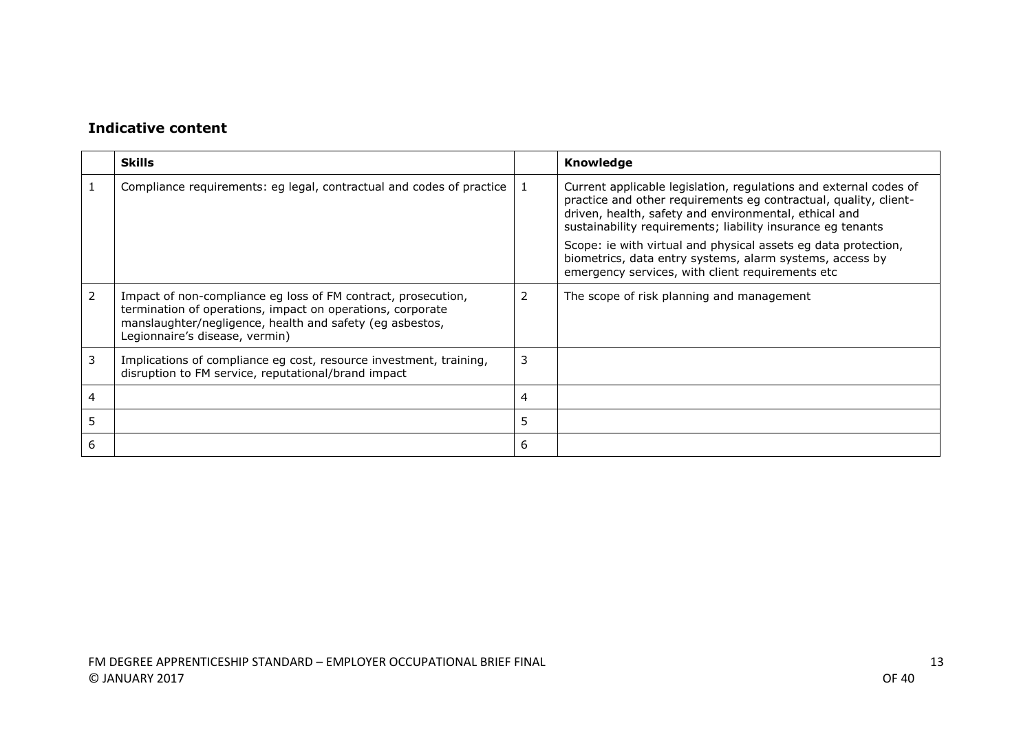### Indicative content

| | Skills | | Knowledge |
|---|---|---|---|
| 1 | Compliance requirements: eg legal, contractual and codes of practice | 1 | Current applicable legislation, regulations and external codes of practice and other requirements eg contractual, quality, client-driven, health, safety and environmental, ethical and sustainability requirements; liability insurance eg tenants<br><br>Scope: ie with virtual and physical assets eg data protection, biometrics, data entry systems, alarm systems, access by emergency services, with client requirements etc |
| 2 | Impact of non-compliance eg loss of FM contract, prosecution, termination of operations, impact on operations, corporate manslaughter/negligence, health and safety (eg asbestos, Legionnaire's disease, vermin) | 2 | The scope of risk planning and management |
| 3 | Implications of compliance eg cost, resource investment, training, disruption to FM service, reputational/brand impact | 3 | |
| 4 | | 4 | |
| 5 | | 5 | |
| 6 | | 6 | |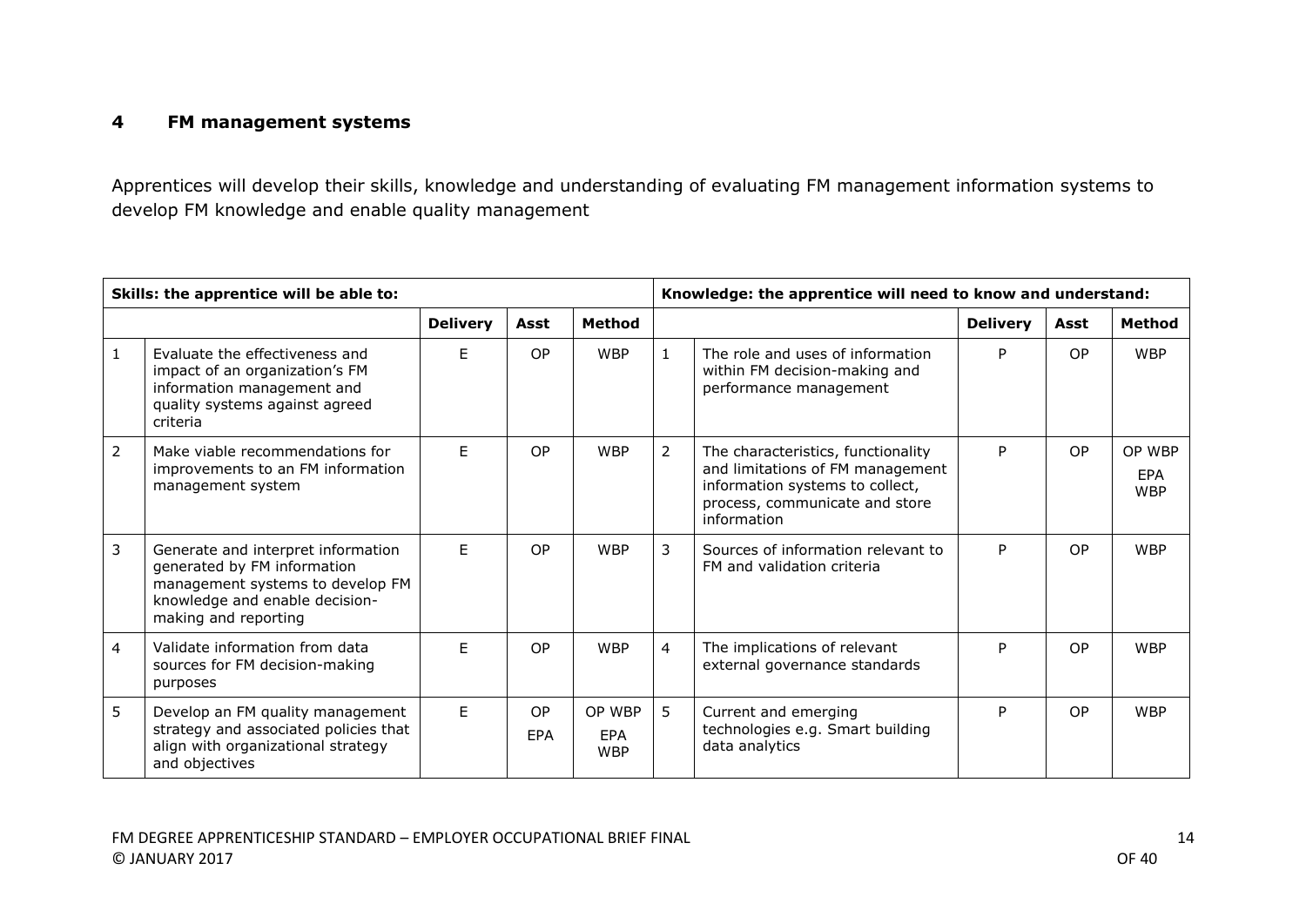## 4 FM management systems

Apprentices will develop their skills, knowledge and understanding of evaluating FM management information systems to develop FM knowledge and enable quality management

| **Skills: the apprentice will be able to:** | | | | | **Knowledge: the apprentice will need to know and understand:** | | | | |
|---|---|---|---|---|---|---|---|---|---|
| | | **Delivery** | **Asst** | **Method** | | | **Delivery** | **Asst** | **Method** |
| 1 | Evaluate the effectiveness and impact of an organization's FM information management and quality systems against agreed criteria | E | OP | WBP | 1 | The role and uses of information within FM decision-making and performance management | P | OP | WBP |
| 2 | Make viable recommendations for improvements to an FM information management system | E | OP | WBP | 2 | The characteristics, functionality and limitations of FM management information systems to collect, process, communicate and store information | P | OP | OP WBP EPA WBP |
| 3 | Generate and interpret information generated by FM information management systems to develop FM knowledge and enable decision-making and reporting | E | OP | WBP | 3 | Sources of information relevant to FM and validation criteria | P | OP | WBP |
| 4 | Validate information from data sources for FM decision-making purposes | E | OP | WBP | 4 | The implications of relevant external governance standards | P | OP | WBP |
| 5 | Develop an FM quality management strategy and associated policies that align with organizational strategy and objectives | E | OP EPA | OP WBP EPA WBP | 5 | Current and emerging technologies e.g. Smart building data analytics | P | OP | WBP |

FM DEGREE APPRENTICESHIP STANDARD – EMPLOYER OCCUPATIONAL BRIEF FINAL
© JANUARY 2017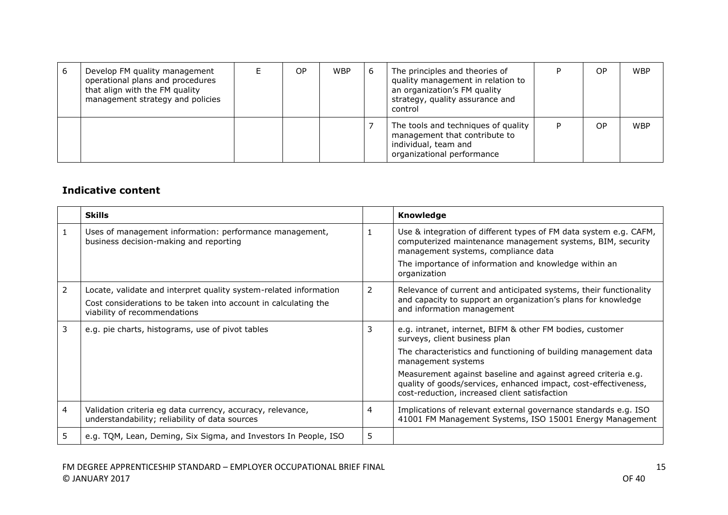| 6 | Develop FM quality management operational plans and procedures that align with the FM quality management strategy and policies | E | OP | WBP | 6 | The principles and theories of quality management in relation to an organization's FM quality strategy, quality assurance and control | P | OP | WBP |
|---|---|---|---|---|---|---|---|---|---|
| | | | | | 7 | The tools and techniques of quality management that contribute to individual, team and organizational performance | P | OP | WBP |

### Indicative content

| | Skills | | Knowledge |
|---|---|---|---|
| 1 | Uses of management information: performance management, business decision-making and reporting | 1 | Use & integration of different types of FM data system e.g. CAFM, computerized maintenance management systems, BIM, security management systems, compliance data<br><br>The importance of information and knowledge within an organization |
| 2 | Locate, validate and interpret quality system-related information<br><br>Cost considerations to be taken into account in calculating the viability of recommendations | 2 | Relevance of current and anticipated systems, their functionality and capacity to support an organization's plans for knowledge and information management |
| 3 | e.g. pie charts, histograms, use of pivot tables | 3 | e.g. intranet, internet, BIFM & other FM bodies, customer surveys, client business plan<br><br>The characteristics and functioning of building management data management systems<br><br>Measurement against baseline and against agreed criteria e.g. quality of goods/services, enhanced impact, cost-effectiveness, cost-reduction, increased client satisfaction |
| 4 | Validation criteria eg data currency, accuracy, relevance, understandability; reliability of data sources | 4 | Implications of relevant external governance standards e.g. ISO 41001 FM Management Systems, ISO 15001 Energy Management |
| 5 | e.g. TQM, Lean, Deming, Six Sigma, and Investors In People, ISO | 5 | |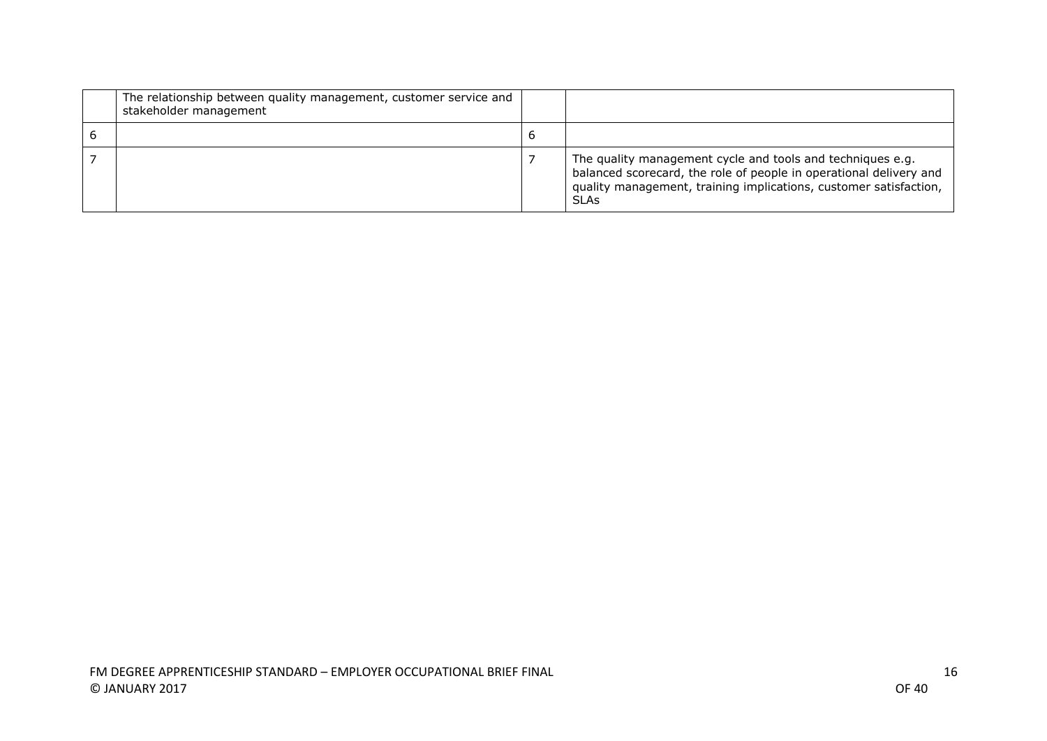| | | | |
|---|---|---|---|
| | The relationship between quality management, customer service and stakeholder management | | |
| 6 | | 6 | |
| 7 | | 7 | The quality management cycle and tools and techniques e.g. balanced scorecard, the role of people in operational delivery and quality management, training implications, customer satisfaction, SLAs |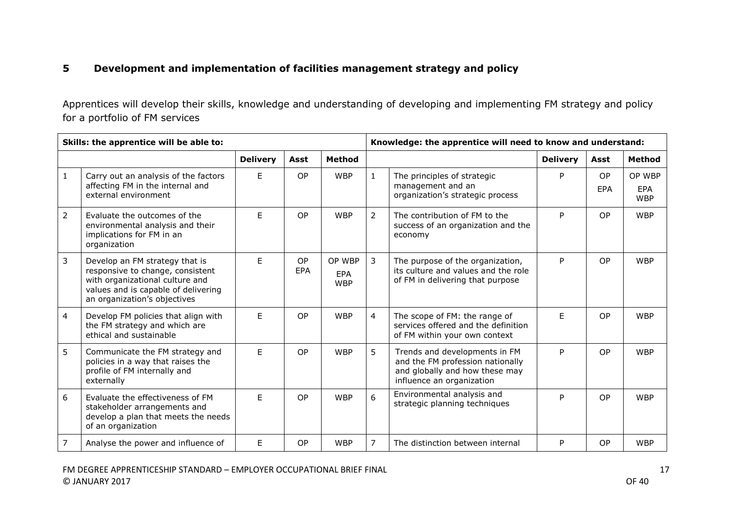## 5 Development and implementation of facilities management strategy and policy

Apprentices will develop their skills, knowledge and understanding of developing and implementing FM strategy and policy for a portfolio of FM services

| Skills: the apprentice will be able to: | | | | | Knowledge: the apprentice will need to know and understand: | | | | |
|---|---|---|---|---|---|---|---|---|---|
| | | Delivery | Asst | Method | | | Delivery | Asst | Method |
| 1 | Carry out an analysis of the factors affecting FM in the internal and external environment | E | OP | WBP | 1 | The principles of strategic management and an organization's strategic process | P | OP EPA | OP WBP EPA WBP |
| 2 | Evaluate the outcomes of the environmental analysis and their implications for FM in an organization | E | OP | WBP | 2 | The contribution of FM to the success of an organization and the economy | P | OP | WBP |
| 3 | Develop an FM strategy that is responsive to change, consistent with organizational culture and values and is capable of delivering an organization's objectives | E | OP EPA | OP WBP EPA WBP | 3 | The purpose of the organization, its culture and values and the role of FM in delivering that purpose | P | OP | WBP |
| 4 | Develop FM policies that align with the FM strategy and which are ethical and sustainable | E | OP | WBP | 4 | The scope of FM: the range of services offered and the definition of FM within your own context | E | OP | WBP |
| 5 | Communicate the FM strategy and policies in a way that raises the profile of FM internally and externally | E | OP | WBP | 5 | Trends and developments in FM and the FM profession nationally and globally and how these may influence an organization | P | OP | WBP |
| 6 | Evaluate the effectiveness of FM stakeholder arrangements and develop a plan that meets the needs of an organization | E | OP | WBP | 6 | Environmental analysis and strategic planning techniques | P | OP | WBP |
| 7 | Analyse the power and influence of | E | OP | WBP | 7 | The distinction between internal | P | OP | WBP |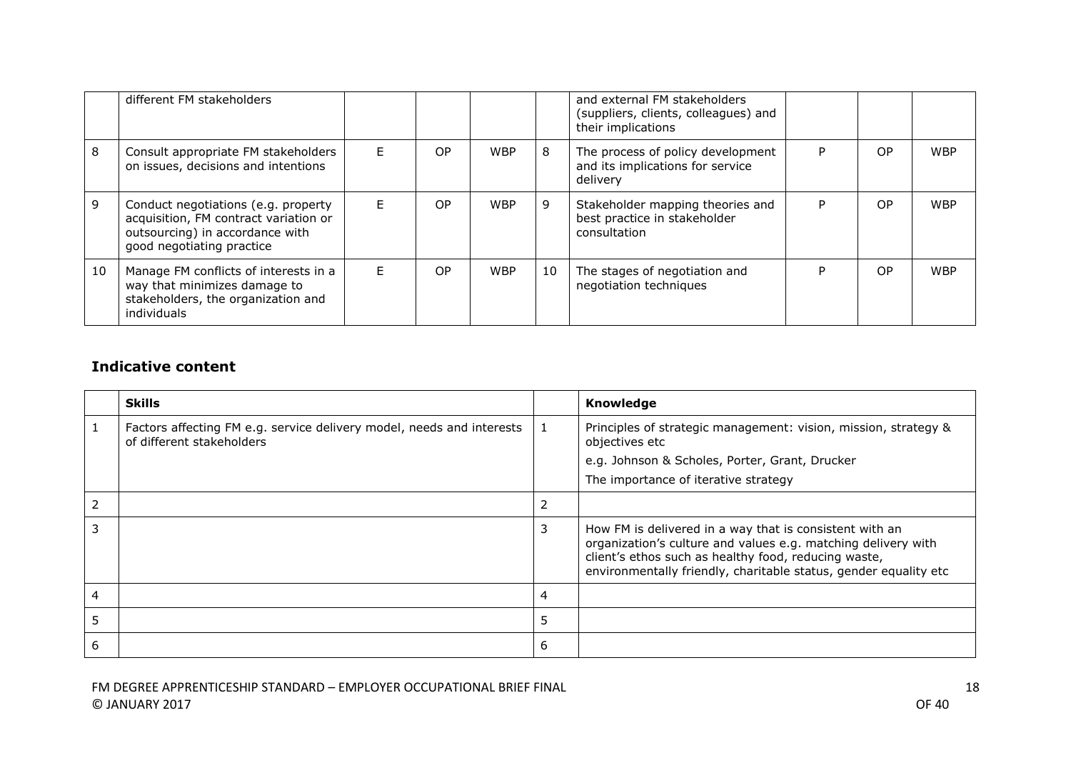| | | | | | | | | | |
|---|---|---|---|---|---|---|---|---|---|
| | different FM stakeholders | | | | | and external FM stakeholders (suppliers, clients, colleagues) and their implications | | | |
| 8 | Consult appropriate FM stakeholders on issues, decisions and intentions | E | OP | WBP | 8 | The process of policy development and its implications for service delivery | P | OP | WBP |
| 9 | Conduct negotiations (e.g. property acquisition, FM contract variation or outsourcing) in accordance with good negotiating practice | E | OP | WBP | 9 | Stakeholder mapping theories and best practice in stakeholder consultation | P | OP | WBP |
| 10 | Manage FM conflicts of interests in a way that minimizes damage to stakeholders, the organization and individuals | E | OP | WBP | 10 | The stages of negotiation and negotiation techniques | P | OP | WBP |

## Indicative content

| | Skills | | Knowledge |
|---|---|---|---|
| 1 | Factors affecting FM e.g. service delivery model, needs and interests of different stakeholders | 1 | Principles of strategic management: vision, mission, strategy & objectives etc<br>e.g. Johnson & Scholes, Porter, Grant, Drucker<br>The importance of iterative strategy |
| 2 | | 2 | |
| 3 | | 3 | How FM is delivered in a way that is consistent with an organization's culture and values e.g. matching delivery with client's ethos such as healthy food, reducing waste, environmentally friendly, charitable status, gender equality etc |
| 4 | | 4 | |
| 5 | | 5 | |
| 6 | | 6 | |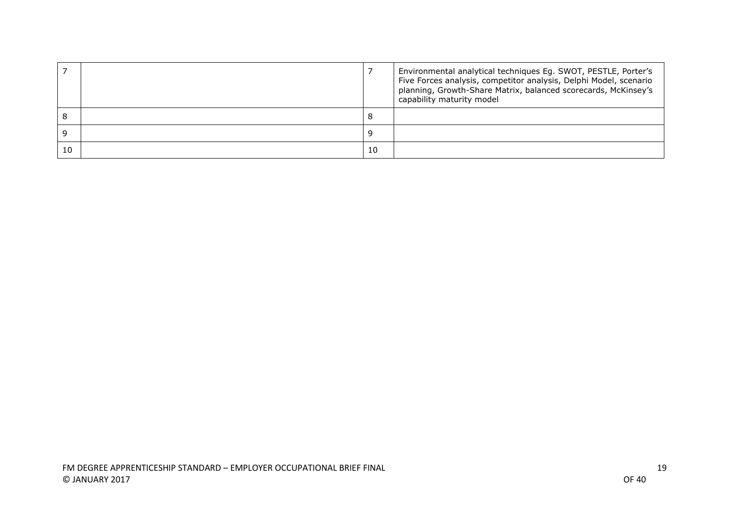| | | | |
|---|---|---|---|
| 7 | | 7 | Environmental analytical techniques Eg. SWOT, PESTLE, Porter's Five Forces analysis, competitor analysis, Delphi Model, scenario planning, Growth-Share Matrix, balanced scorecards, McKinsey's capability maturity model |
| 8 | | 8 | |
| 9 | | 9 | |
| 10 | | 10 | |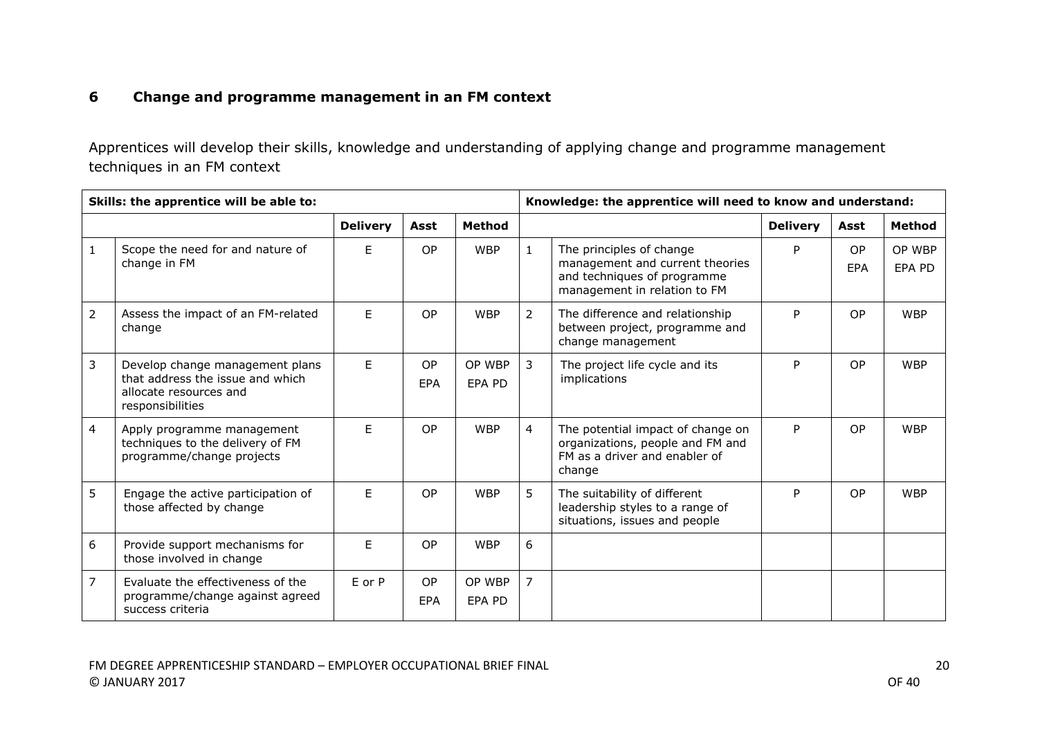## 6 Change and programme management in an FM context

Apprentices will develop their skills, knowledge and understanding of applying change and programme management techniques in an FM context

| Skills: the apprentice will be able to: | | | | | Knowledge: the apprentice will need to know and understand: | | | | |
|---|---|---|---|---|---|---|---|---|---|
| | | **Delivery** | **Asst** | **Method** | | | **Delivery** | **Asst** | **Method** |
| 1 | Scope the need for and nature of change in FM | E | OP | WBP | 1 | The principles of change management and current theories and techniques of programme management in relation to FM | P | OP EPA | OP WBP EPA PD |
| 2 | Assess the impact of an FM-related change | E | OP | WBP | 2 | The difference and relationship between project, programme and change management | P | OP | WBP |
| 3 | Develop change management plans that address the issue and which allocate resources and responsibilities | E | OP EPA | OP WBP EPA PD | 3 | The project life cycle and its implications | P | OP | WBP |
| 4 | Apply programme management techniques to the delivery of FM programme/change projects | E | OP | WBP | 4 | The potential impact of change on organizations, people and FM and FM as a driver and enabler of change | P | OP | WBP |
| 5 | Engage the active participation of those affected by change | E | OP | WBP | 5 | The suitability of different leadership styles to a range of situations, issues and people | P | OP | WBP |
| 6 | Provide support mechanisms for those involved in change | E | OP | WBP | 6 | | | | |
| 7 | Evaluate the effectiveness of the programme/change against agreed success criteria | E or P | OP EPA | OP WBP EPA PD | 7 | | | | |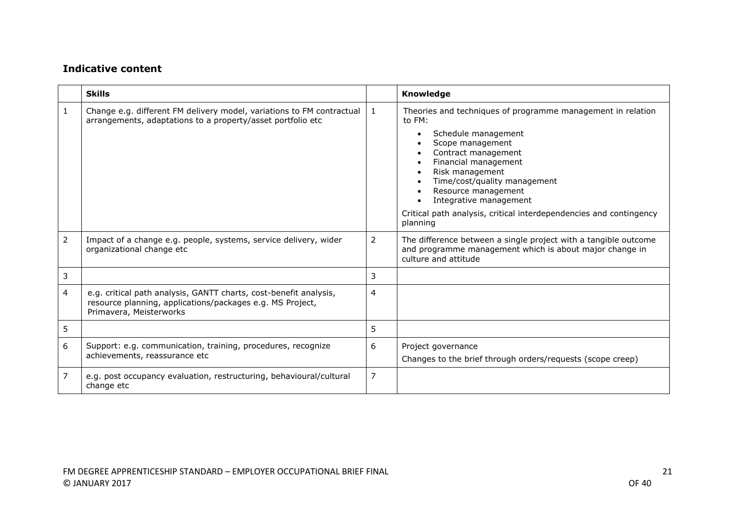## Indicative content

| | Skills | | Knowledge |
|---|---|---|---|
| 1 | Change e.g. different FM delivery model, variations to FM contractual arrangements, adaptations to a property/asset portfolio etc | 1 | Theories and techniques of programme management in relation to FM:<br>• Schedule management<br>• Scope management<br>• Contract management<br>• Financial management<br>• Risk management<br>• Time/cost/quality management<br>• Resource management<br>• Integrative management<br><br>Critical path analysis, critical interdependencies and contingency planning |
| 2 | Impact of a change e.g. people, systems, service delivery, wider organizational change etc | 2 | The difference between a single project with a tangible outcome and programme management which is about major change in culture and attitude |
| 3 | | 3 | |
| 4 | e.g. critical path analysis, GANTT charts, cost-benefit analysis, resource planning, applications/packages e.g. MS Project, Primavera, Meisterworks | 4 | |
| 5 | | 5 | |
| 6 | Support: e.g. communication, training, procedures, recognize achievements, reassurance etc | 6 | Project governance<br><br>Changes to the brief through orders/requests (scope creep) |
| 7 | e.g. post occupancy evaluation, restructuring, behavioural/cultural change etc | 7 | |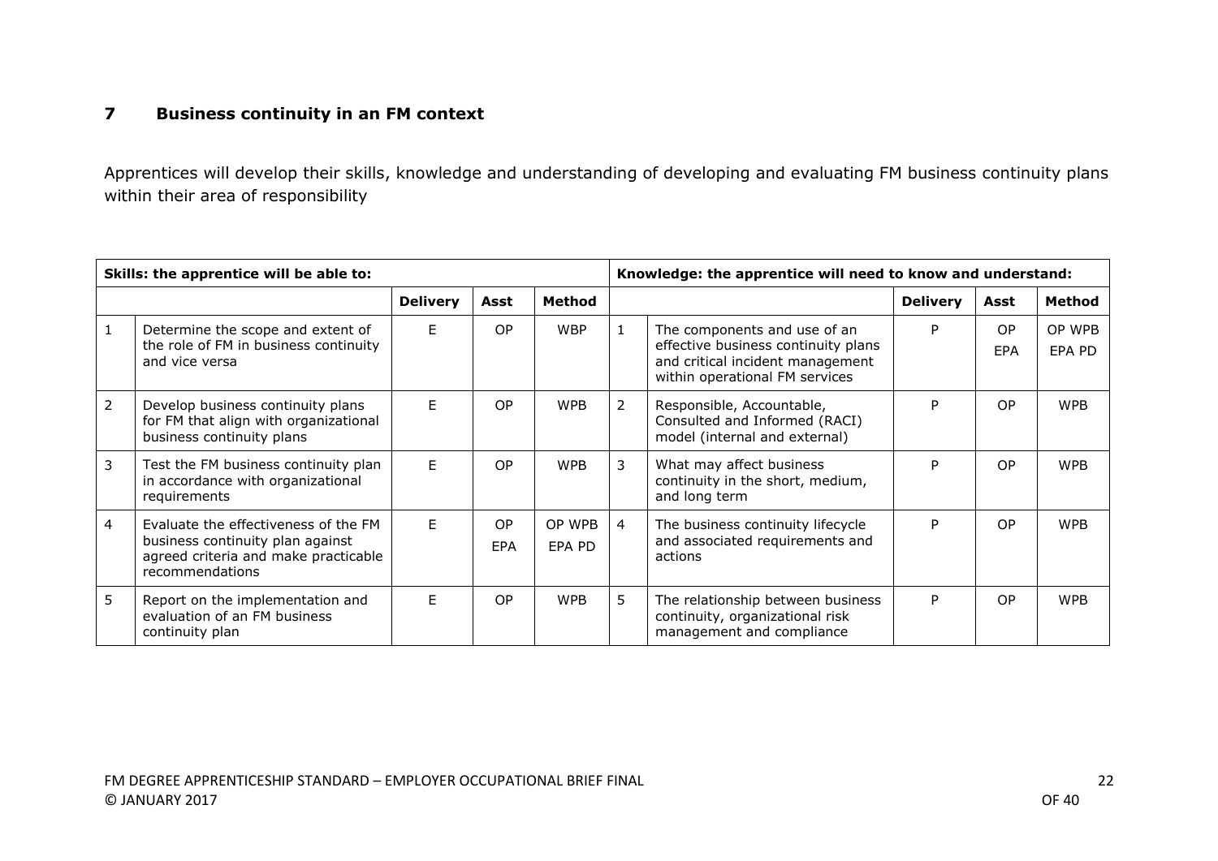## 7 Business continuity in an FM context

Apprentices will develop their skills, knowledge and understanding of developing and evaluating FM business continuity plans within their area of responsibility

| **Skills: the apprentice will be able to:** | | | | | **Knowledge: the apprentice will need to know and understand:** | | | | |
|---|---|---|---|---|---|---|---|---|---|
| | | **Delivery** | **Asst** | **Method** | | | **Delivery** | **Asst** | **Method** |
| 1 | Determine the scope and extent of the role of FM in business continuity and vice versa | E | OP | WBP | 1 | The components and use of an effective business continuity plans and critical incident management within operational FM services | P | OP EPA | OP WPB EPA PD |
| 2 | Develop business continuity plans for FM that align with organizational business continuity plans | E | OP | WPB | 2 | Responsible, Accountable, Consulted and Informed (RACI) model (internal and external) | P | OP | WPB |
| 3 | Test the FM business continuity plan in accordance with organizational requirements | E | OP | WPB | 3 | What may affect business continuity in the short, medium, and long term | P | OP | WPB |
| 4 | Evaluate the effectiveness of the FM business continuity plan against agreed criteria and make practicable recommendations | E | OP EPA | OP WPB EPA PD | 4 | The business continuity lifecycle and associated requirements and actions | P | OP | WPB |
| 5 | Report on the implementation and evaluation of an FM business continuity plan | E | OP | WPB | 5 | The relationship between business continuity, organizational risk management and compliance | P | OP | WPB |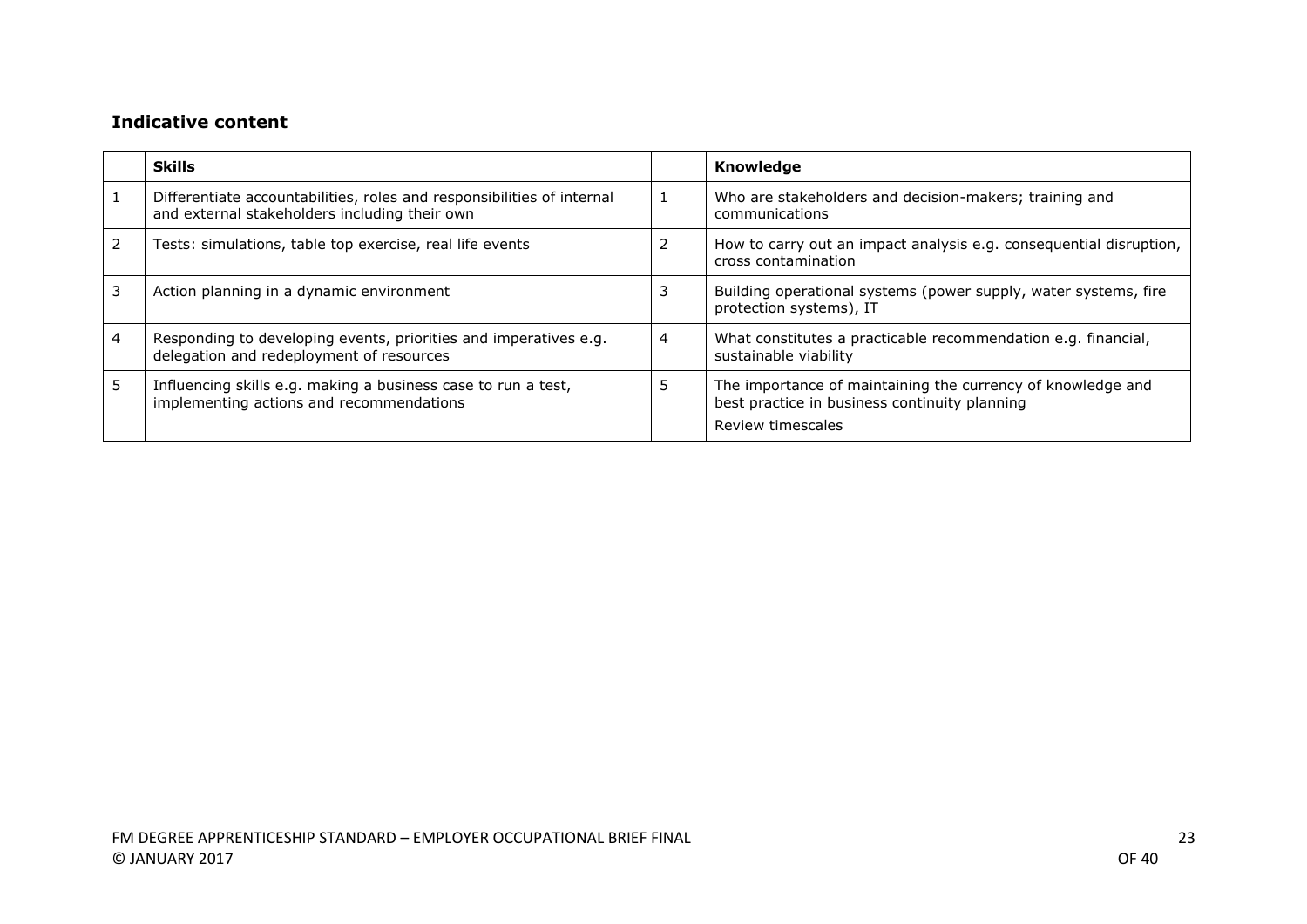### Indicative content

| | Skills | | Knowledge |
|---|---|---|---|
| 1 | Differentiate accountabilities, roles and responsibilities of internal and external stakeholders including their own | 1 | Who are stakeholders and decision-makers; training and communications |
| 2 | Tests: simulations, table top exercise, real life events | 2 | How to carry out an impact analysis e.g. consequential disruption, cross contamination |
| 3 | Action planning in a dynamic environment | 3 | Building operational systems (power supply, water systems, fire protection systems), IT |
| 4 | Responding to developing events, priorities and imperatives e.g. delegation and redeployment of resources | 4 | What constitutes a practicable recommendation e.g. financial, sustainable viability |
| 5 | Influencing skills e.g. making a business case to run a test, implementing actions and recommendations | 5 | The importance of maintaining the currency of knowledge and best practice in business continuity planning<br>Review timescales |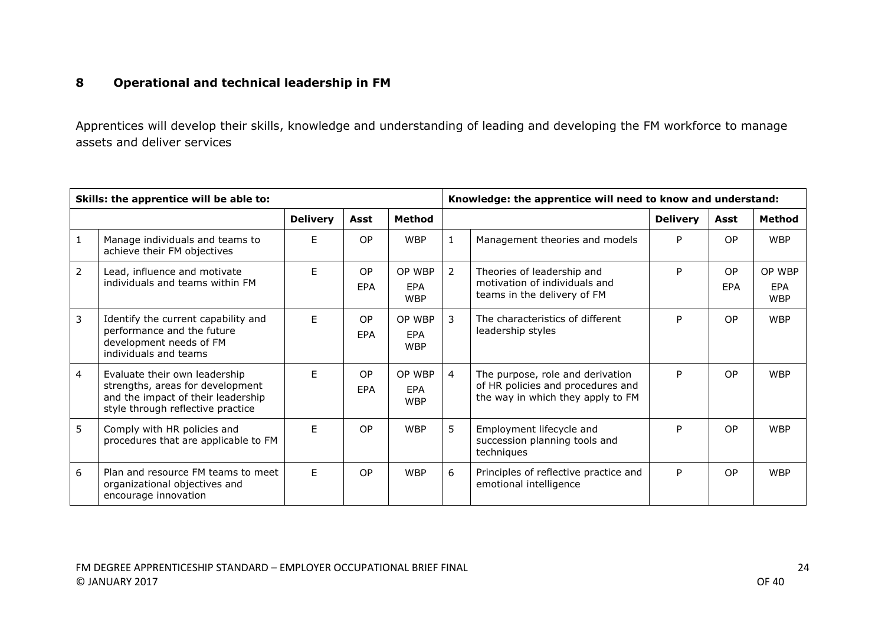## 8 Operational and technical leadership in FM

Apprentices will develop their skills, knowledge and understanding of leading and developing the FM workforce to manage assets and deliver services

| Skills: the apprentice will be able to: | | | | | Knowledge: the apprentice will need to know and understand: | | | | |
|---|---|---|---|---|---|---|---|---|---|
| | | Delivery | Asst | Method | | | Delivery | Asst | Method |
| 1 | Manage individuals and teams to achieve their FM objectives | E | OP | WBP | 1 | Management theories and models | P | OP | WBP |
| 2 | Lead, influence and motivate individuals and teams within FM | E | OP<br>EPA | OP WBP<br>EPA WBP | 2 | Theories of leadership and motivation of individuals and teams in the delivery of FM | P | OP<br>EPA | OP WBP<br>EPA WBP |
| 3 | Identify the current capability and performance and the future development needs of FM individuals and teams | E | OP<br>EPA | OP WBP<br>EPA WBP | 3 | The characteristics of different leadership styles | P | OP | WBP |
| 4 | Evaluate their own leadership strengths, areas for development and the impact of their leadership style through reflective practice | E | OP<br>EPA | OP WBP<br>EPA WBP | 4 | The purpose, role and derivation of HR policies and procedures and the way in which they apply to FM | P | OP | WBP |
| 5 | Comply with HR policies and procedures that are applicable to FM | E | OP | WBP | 5 | Employment lifecycle and succession planning tools and techniques | P | OP | WBP |
| 6 | Plan and resource FM teams to meet organizational objectives and encourage innovation | E | OP | WBP | 6 | Principles of reflective practice and emotional intelligence | P | OP | WBP |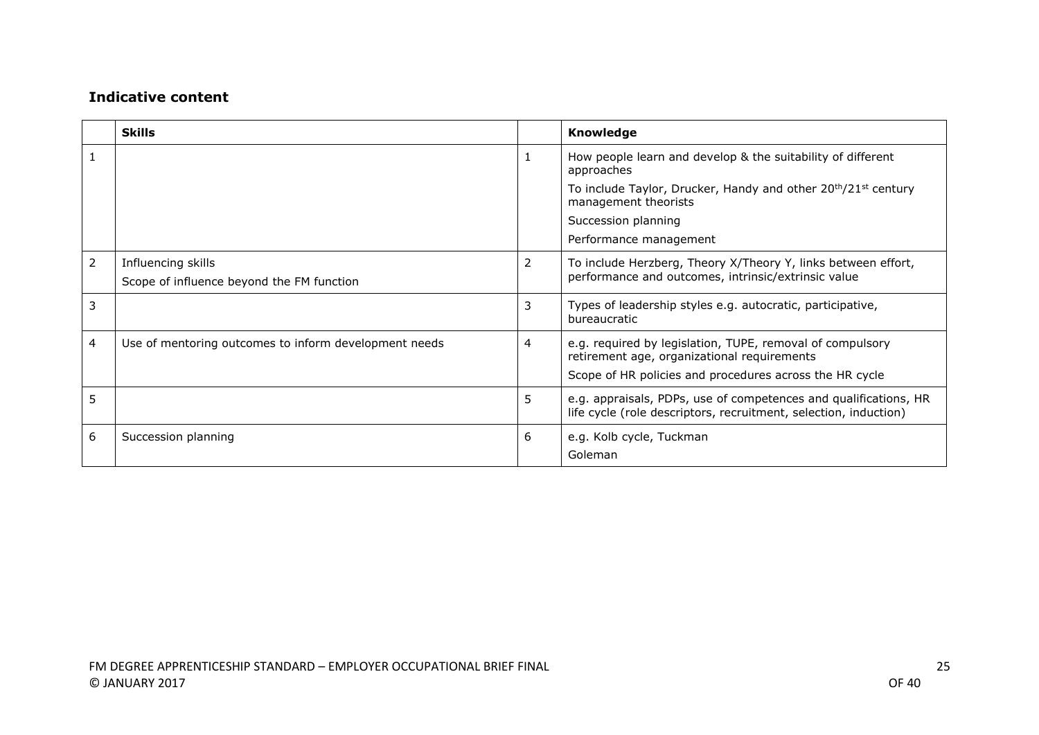### Indicative content

| | Skills | | Knowledge |
|---|---|---|---|
| 1 | | 1 | How people learn and develop & the suitability of different approaches<br>To include Taylor, Drucker, Handy and other 20th/21st century management theorists<br>Succession planning<br>Performance management |
| 2 | Influencing skills<br>Scope of influence beyond the FM function | 2 | To include Herzberg, Theory X/Theory Y, links between effort, performance and outcomes, intrinsic/extrinsic value |
| 3 | | 3 | Types of leadership styles e.g. autocratic, participative, bureaucratic |
| 4 | Use of mentoring outcomes to inform development needs | 4 | e.g. required by legislation, TUPE, removal of compulsory retirement age, organizational requirements<br>Scope of HR policies and procedures across the HR cycle |
| 5 | | 5 | e.g. appraisals, PDPs, use of competences and qualifications, HR life cycle (role descriptors, recruitment, selection, induction) |
| 6 | Succession planning | 6 | e.g. Kolb cycle, Tuckman<br>Goleman |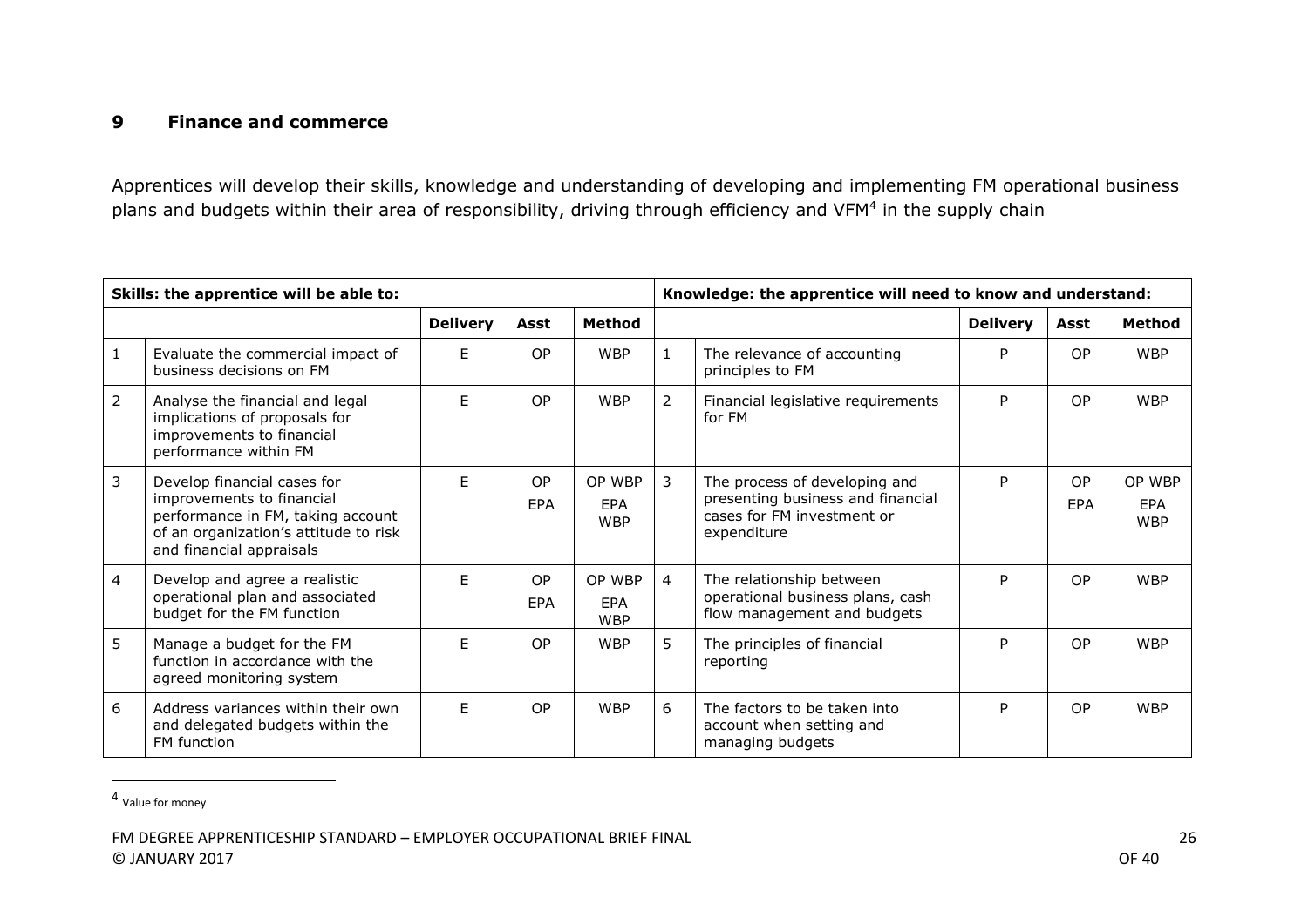## 9 Finance and commerce

Apprentices will develop their skills, knowledge and understanding of developing and implementing FM operational business plans and budgets within their area of responsibility, driving through efficiency and VFM[4] in the supply chain

| Skills: the apprentice will be able to: | | | | | Knowledge: the apprentice will need to know and understand: | | | | |
|---|---|---|---|---|---|---|---|---|---|
| | | Delivery | Asst | Method | | | Delivery | Asst | Method |
| 1 | Evaluate the commercial impact of business decisions on FM | E | OP | WBP | 1 | The relevance of accounting principles to FM | P | OP | WBP |
| 2 | Analyse the financial and legal implications of proposals for improvements to financial performance within FM | E | OP | WBP | 2 | Financial legislative requirements for FM | P | OP | WBP |
| 3 | Develop financial cases for improvements to financial performance in FM, taking account of an organization's attitude to risk and financial appraisals | E | OP EPA | OP WBP EPA WBP | 3 | The process of developing and presenting business and financial cases for FM investment or expenditure | P | OP EPA | OP WBP EPA WBP |
| 4 | Develop and agree a realistic operational plan and associated budget for the FM function | E | OP EPA | OP WBP EPA WBP | 4 | The relationship between operational business plans, cash flow management and budgets | P | OP | WBP |
| 5 | Manage a budget for the FM function in accordance with the agreed monitoring system | E | OP | WBP | 5 | The principles of financial reporting | P | OP | WBP |
| 6 | Address variances within their own and delegated budgets within the FM function | E | OP | WBP | 6 | The factors to be taken into account when setting and managing budgets | P | OP | WBP |

[4] Value for money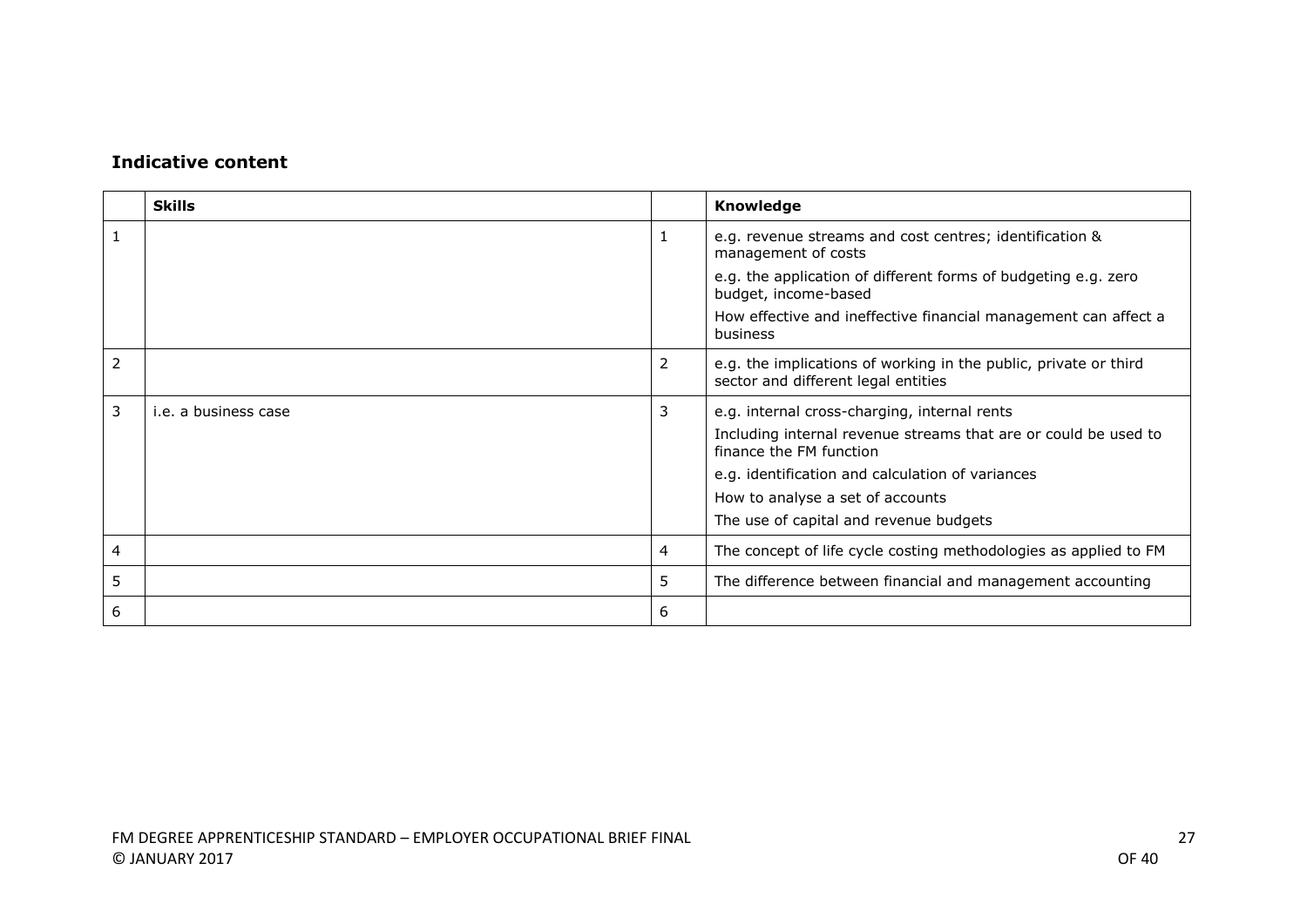**Indicative content**

| | Skills | | Knowledge |
|---|---|---|---|
| 1 | | 1 | e.g. revenue streams and cost centres; identification & management of costs<br>e.g. the application of different forms of budgeting e.g. zero budget, income-based<br>How effective and ineffective financial management can affect a business |
| 2 | | 2 | e.g. the implications of working in the public, private or third sector and different legal entities |
| 3 | i.e. a business case | 3 | e.g. internal cross-charging, internal rents<br>Including internal revenue streams that are or could be used to finance the FM function<br>e.g. identification and calculation of variances<br>How to analyse a set of accounts<br>The use of capital and revenue budgets |
| 4 | | 4 | The concept of life cycle costing methodologies as applied to FM |
| 5 | | 5 | The difference between financial and management accounting |
| 6 | | 6 | |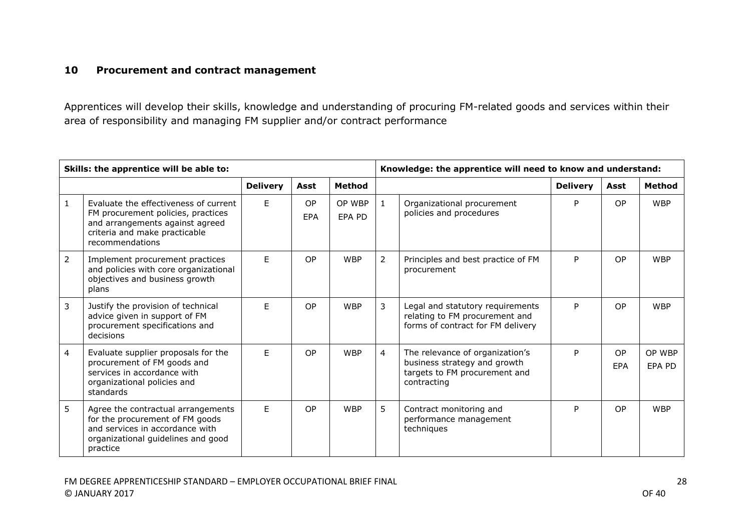## 10 Procurement and contract management

Apprentices will develop their skills, knowledge and understanding of procuring FM-related goods and services within their area of responsibility and managing FM supplier and/or contract performance

| Skills: the apprentice will be able to: | | | | | Knowledge: the apprentice will need to know and understand: | | | | |
|---|---|---|---|---|---|---|---|---|---|
| | | **Delivery** | **Asst** | **Method** | | | **Delivery** | **Asst** | **Method** |
| 1 | Evaluate the effectiveness of current FM procurement policies, practices and arrangements against agreed criteria and make practicable recommendations | E | OP EPA | OP WBP EPA PD | 1 | Organizational procurement policies and procedures | P | OP | WBP |
| 2 | Implement procurement practices and policies with core organizational objectives and business growth plans | E | OP | WBP | 2 | Principles and best practice of FM procurement | P | OP | WBP |
| 3 | Justify the provision of technical advice given in support of FM procurement specifications and decisions | E | OP | WBP | 3 | Legal and statutory requirements relating to FM procurement and forms of contract for FM delivery | P | OP | WBP |
| 4 | Evaluate supplier proposals for the procurement of FM goods and services in accordance with organizational policies and standards | E | OP | WBP | 4 | The relevance of organization's business strategy and growth targets to FM procurement and contracting | P | OP EPA | OP WBP EPA PD |
| 5 | Agree the contractual arrangements for the procurement of FM goods and services in accordance with organizational guidelines and good practice | E | OP | WBP | 5 | Contract monitoring and performance management techniques | P | OP | WBP |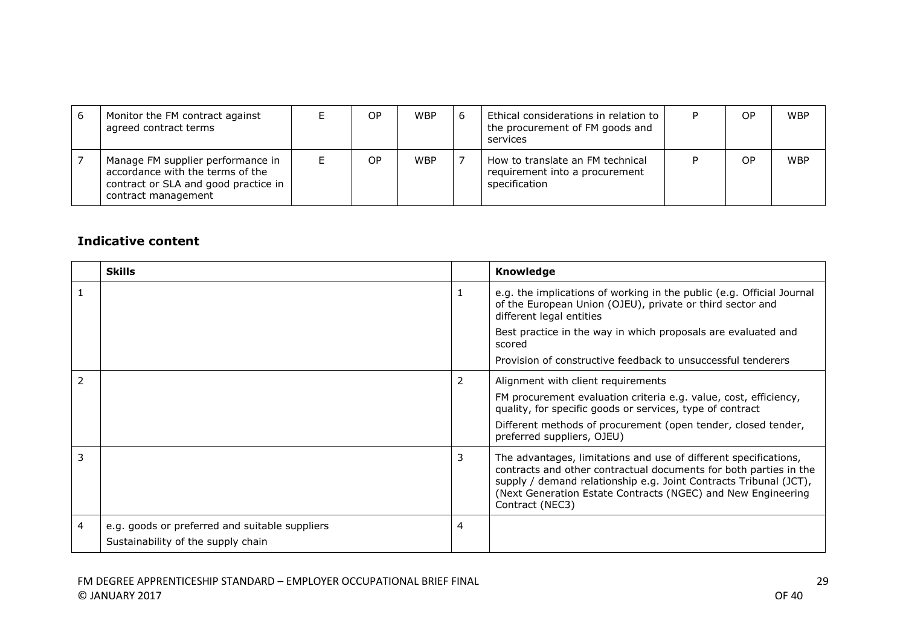| 6 | Monitor the FM contract against agreed contract terms | E | OP | WBP | 6 | Ethical considerations in relation to the procurement of FM goods and services | P | OP | WBP |
|---|---|---|---|---|---|---|---|---|---|
| 7 | Manage FM supplier performance in accordance with the terms of the contract or SLA and good practice in contract management | E | OP | WBP | 7 | How to translate an FM technical requirement into a procurement specification | P | OP | WBP |

### Indicative content

| | Skills | | Knowledge |
|---|---|---|---|
| 1 | | 1 | e.g. the implications of working in the public (e.g. Official Journal of the European Union (OJEU), private or third sector and different legal entities<br><br>Best practice in the way in which proposals are evaluated and scored<br><br>Provision of constructive feedback to unsuccessful tenderers |
| 2 | | 2 | Alignment with client requirements<br><br>FM procurement evaluation criteria e.g. value, cost, efficiency, quality, for specific goods or services, type of contract<br><br>Different methods of procurement (open tender, closed tender, preferred suppliers, OJEU) |
| 3 | | 3 | The advantages, limitations and use of different specifications, contracts and other contractual documents for both parties in the supply / demand relationship e.g. Joint Contracts Tribunal (JCT), (Next Generation Estate Contracts (NGEC) and New Engineering Contract (NEC3) |
| 4 | e.g. goods or preferred and suitable suppliers<br><br>Sustainability of the supply chain | 4 | |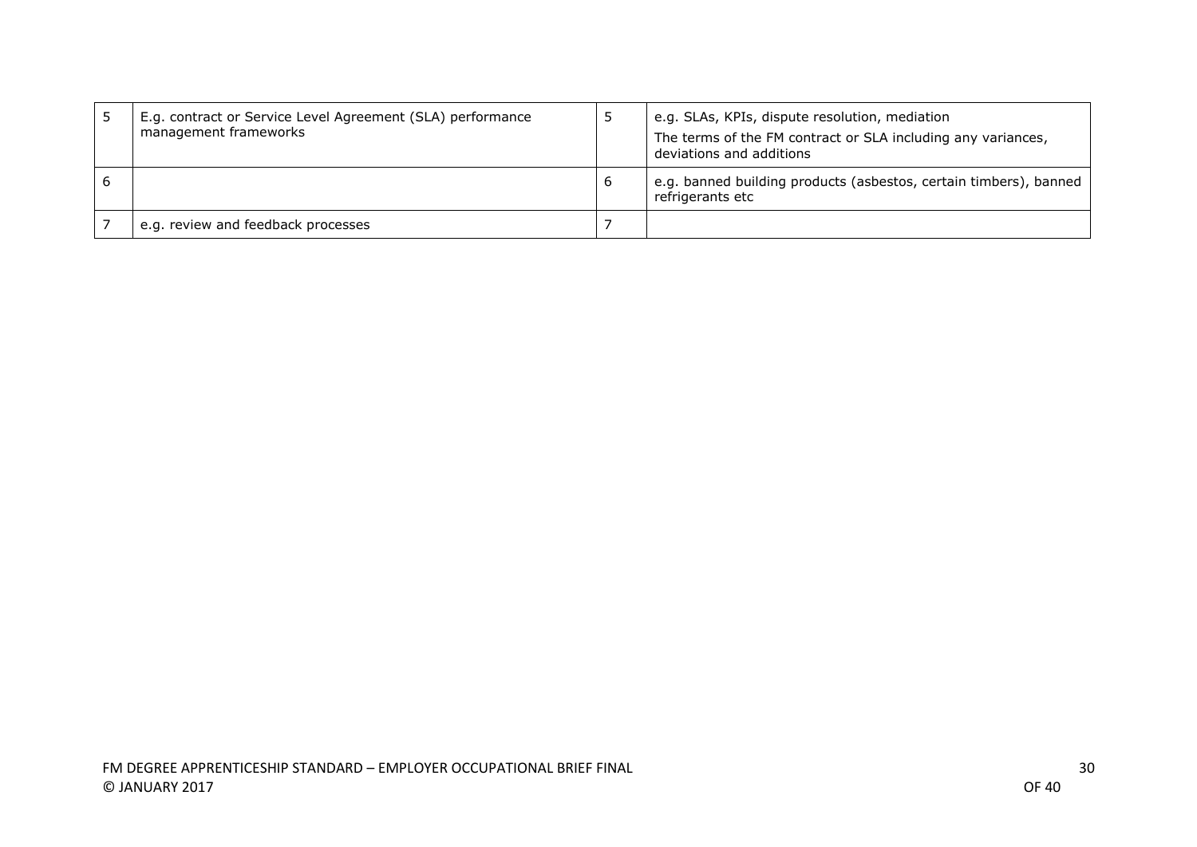| | | | |
|---|---|---|---|
| 5 | E.g. contract or Service Level Agreement (SLA) performance management frameworks | 5 | e.g. SLAs, KPIs, dispute resolution, mediation<br>The terms of the FM contract or SLA including any variances, deviations and additions |
| 6 | | 6 | e.g. banned building products (asbestos, certain timbers), banned refrigerants etc |
| 7 | e.g. review and feedback processes | 7 | |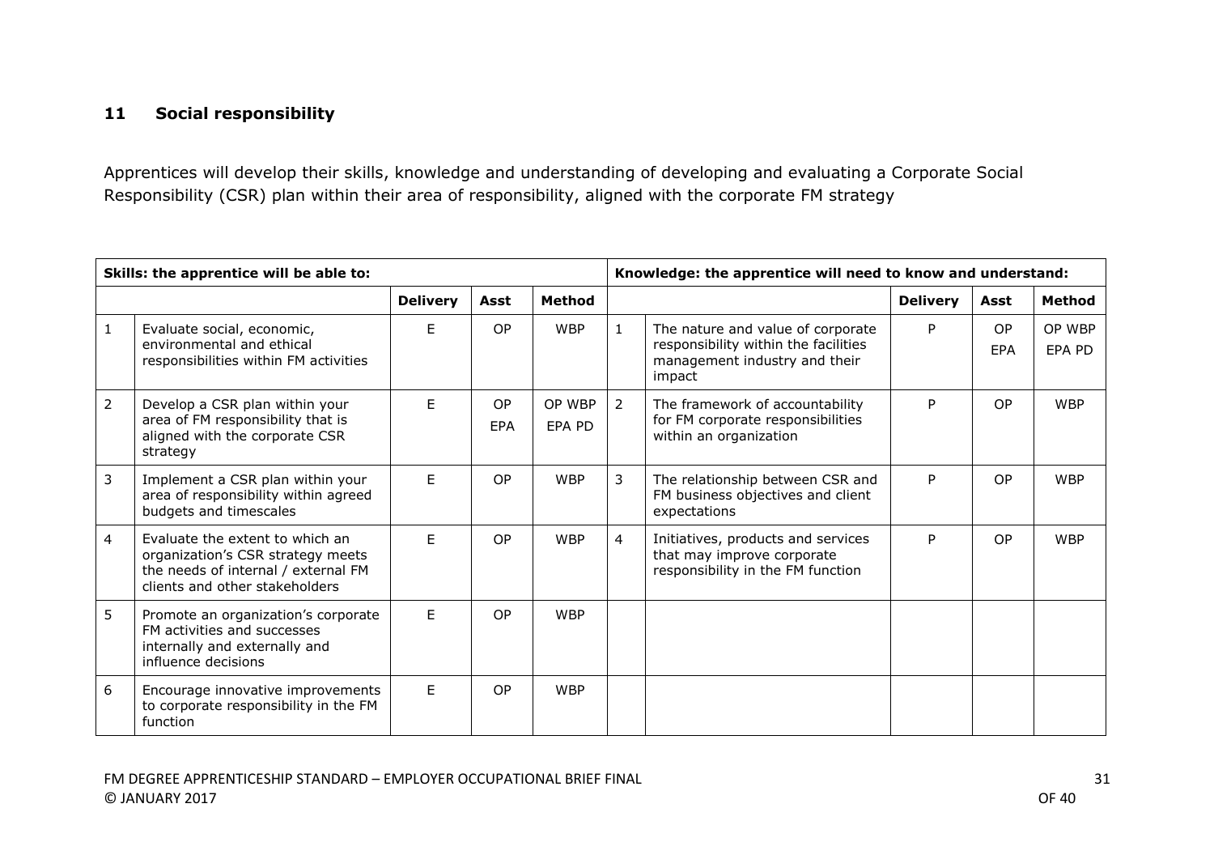## 11 Social responsibility

Apprentices will develop their skills, knowledge and understanding of developing and evaluating a Corporate Social Responsibility (CSR) plan within their area of responsibility, aligned with the corporate FM strategy

| **Skills: the apprentice will be able to:** | | | | | **Knowledge: the apprentice will need to know and understand:** | | | | |
|---|---|---|---|---|---|---|---|---|---|
| | | **Delivery** | **Asst** | **Method** | | | **Delivery** | **Asst** | **Method** |
| 1 | Evaluate social, economic, environmental and ethical responsibilities within FM activities | E | OP | WBP | 1 | The nature and value of corporate responsibility within the facilities management industry and their impact | P | OP EPA | OP WBP EPA PD |
| 2 | Develop a CSR plan within your area of FM responsibility that is aligned with the corporate CSR strategy | E | OP EPA | OP WBP EPA PD | 2 | The framework of accountability for FM corporate responsibilities within an organization | P | OP | WBP |
| 3 | Implement a CSR plan within your area of responsibility within agreed budgets and timescales | E | OP | WBP | 3 | The relationship between CSR and FM business objectives and client expectations | P | OP | WBP |
| 4 | Evaluate the extent to which an organization's CSR strategy meets the needs of internal / external FM clients and other stakeholders | E | OP | WBP | 4 | Initiatives, products and services that may improve corporate responsibility in the FM function | P | OP | WBP |
| 5 | Promote an organization's corporate FM activities and successes internally and externally and influence decisions | E | OP | WBP | | | | | |
| 6 | Encourage innovative improvements to corporate responsibility in the FM function | E | OP | WBP | | | | | |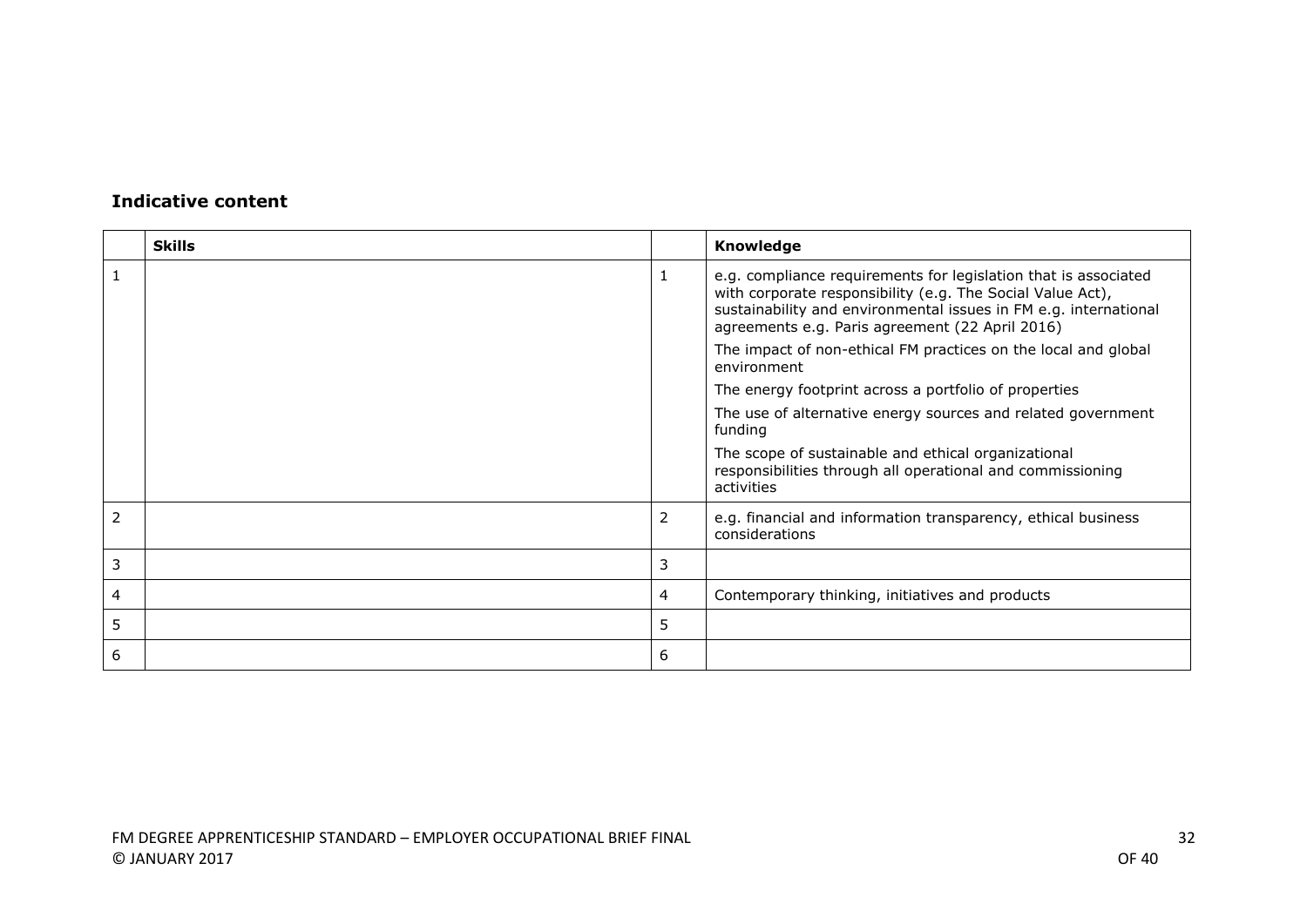### Indicative content

| | Skills | | Knowledge |
|---|---|---|---|
| 1 | | 1 | e.g. compliance requirements for legislation that is associated with corporate responsibility (e.g. The Social Value Act), sustainability and environmental issues in FM e.g. international agreements e.g. Paris agreement (22 April 2016)<br>The impact of non-ethical FM practices on the local and global environment<br>The energy footprint across a portfolio of properties<br>The use of alternative energy sources and related government funding<br>The scope of sustainable and ethical organizational responsibilities through all operational and commissioning activities |
| 2 | | 2 | e.g. financial and information transparency, ethical business considerations |
| 3 | | 3 | |
| 4 | | 4 | Contemporary thinking, initiatives and products |
| 5 | | 5 | |
| 6 | | 6 | |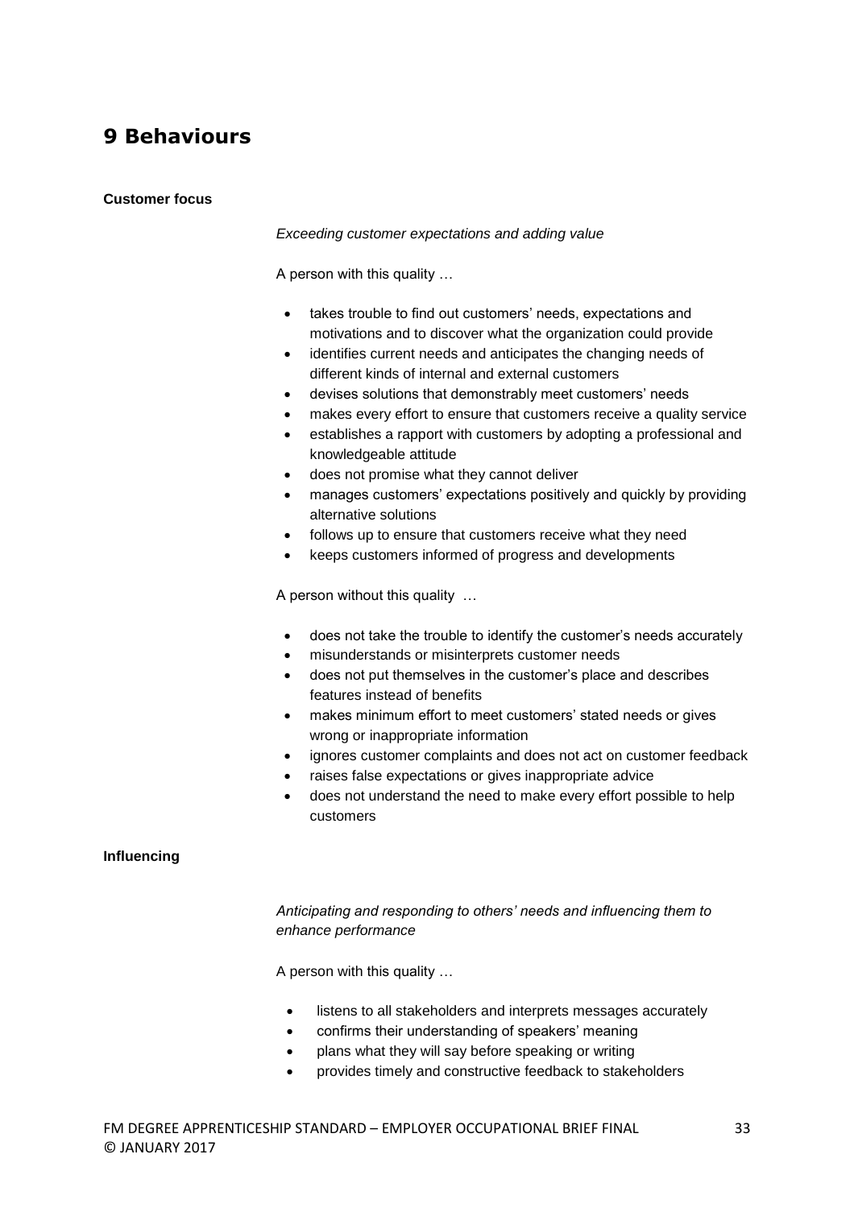# 9 Behaviours

**Customer focus**

*Exceeding customer expectations and adding value*

A person with this quality …

- takes trouble to find out customers' needs, expectations and motivations and to discover what the organization could provide
- identifies current needs and anticipates the changing needs of different kinds of internal and external customers
- devises solutions that demonstrably meet customers' needs
- makes every effort to ensure that customers receive a quality service
- establishes a rapport with customers by adopting a professional and knowledgeable attitude
- does not promise what they cannot deliver
- manages customers' expectations positively and quickly by providing alternative solutions
- follows up to ensure that customers receive what they need
- keeps customers informed of progress and developments

A person without this quality …

- does not take the trouble to identify the customer's needs accurately
- misunderstands or misinterprets customer needs
- does not put themselves in the customer's place and describes features instead of benefits
- makes minimum effort to meet customers' stated needs or gives wrong or inappropriate information
- ignores customer complaints and does not act on customer feedback
- raises false expectations or gives inappropriate advice
- does not understand the need to make every effort possible to help customers

**Influencing**

*Anticipating and responding to others' needs and influencing them to enhance performance*

A person with this quality …

- listens to all stakeholders and interprets messages accurately
- confirms their understanding of speakers' meaning
- plans what they will say before speaking or writing
- provides timely and constructive feedback to stakeholders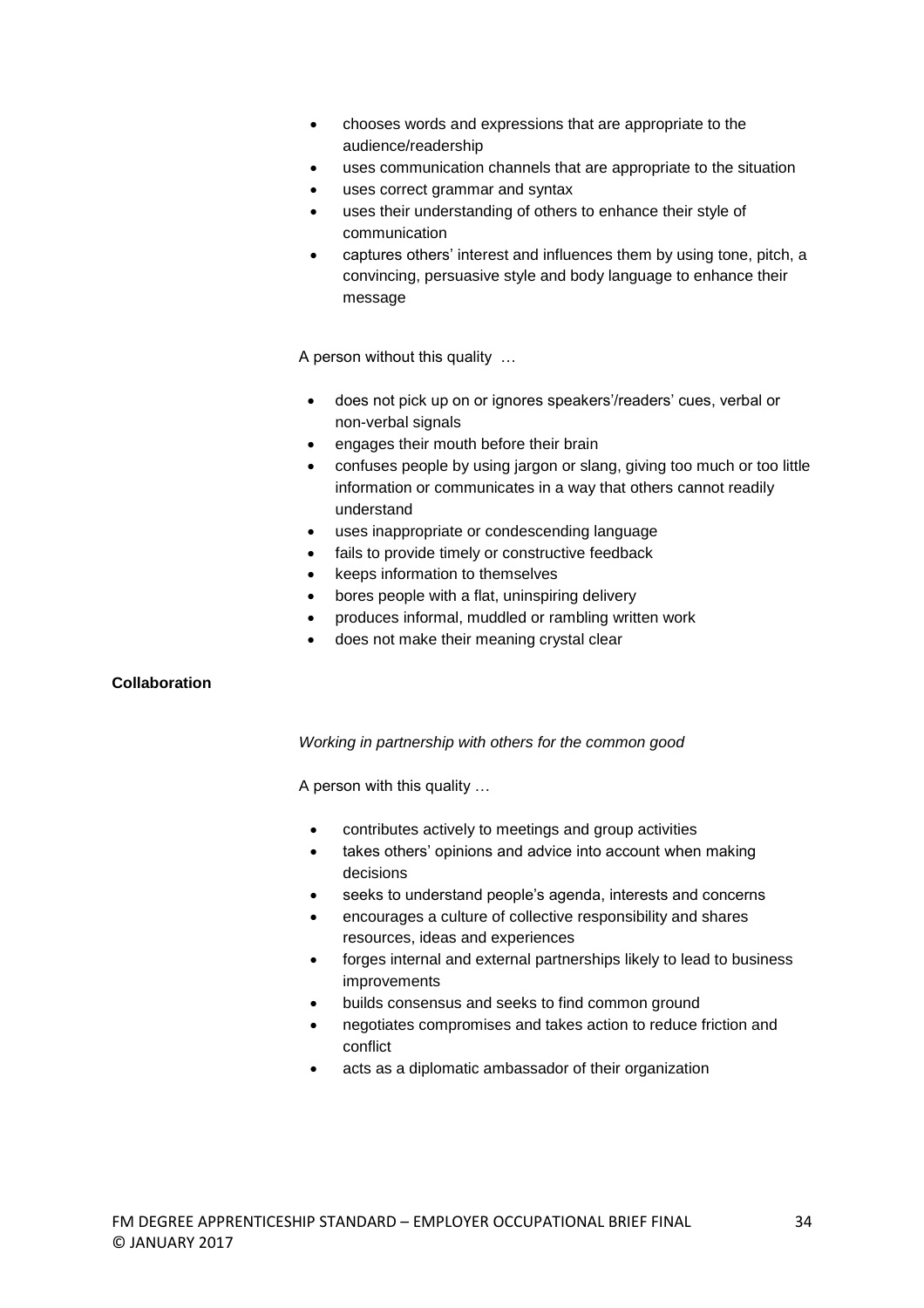- chooses words and expressions that are appropriate to the audience/readership
- uses communication channels that are appropriate to the situation
- uses correct grammar and syntax
- uses their understanding of others to enhance their style of communication
- captures others' interest and influences them by using tone, pitch, a convincing, persuasive style and body language to enhance their message

A person without this quality …

- does not pick up on or ignores speakers'/readers' cues, verbal or non-verbal signals
- engages their mouth before their brain
- confuses people by using jargon or slang, giving too much or too little information or communicates in a way that others cannot readily understand
- uses inappropriate or condescending language
- fails to provide timely or constructive feedback
- keeps information to themselves
- bores people with a flat, uninspiring delivery
- produces informal, muddled or rambling written work
- does not make their meaning crystal clear

**Collaboration**

*Working in partnership with others for the common good*

A person with this quality …

- contributes actively to meetings and group activities
- takes others' opinions and advice into account when making decisions
- seeks to understand people's agenda, interests and concerns
- encourages a culture of collective responsibility and shares resources, ideas and experiences
- forges internal and external partnerships likely to lead to business improvements
- builds consensus and seeks to find common ground
- negotiates compromises and takes action to reduce friction and conflict
- acts as a diplomatic ambassador of their organization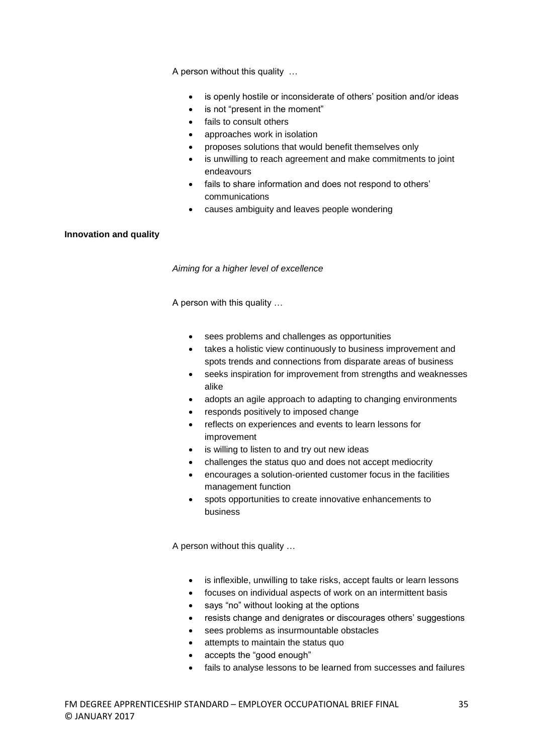A person without this quality …

- is openly hostile or inconsiderate of others' position and/or ideas
- is not "present in the moment"
- fails to consult others
- approaches work in isolation
- proposes solutions that would benefit themselves only
- is unwilling to reach agreement and make commitments to joint endeavours
- fails to share information and does not respond to others' communications
- causes ambiguity and leaves people wondering

**Innovation and quality**

*Aiming for a higher level of excellence*

A person with this quality …

- sees problems and challenges as opportunities
- takes a holistic view continuously to business improvement and spots trends and connections from disparate areas of business
- seeks inspiration for improvement from strengths and weaknesses alike
- adopts an agile approach to adapting to changing environments
- responds positively to imposed change
- reflects on experiences and events to learn lessons for improvement
- is willing to listen to and try out new ideas
- challenges the status quo and does not accept mediocrity
- encourages a solution-oriented customer focus in the facilities management function
- spots opportunities to create innovative enhancements to business

A person without this quality …

- is inflexible, unwilling to take risks, accept faults or learn lessons
- focuses on individual aspects of work on an intermittent basis
- says "no" without looking at the options
- resists change and denigrates or discourages others' suggestions
- sees problems as insurmountable obstacles
- attempts to maintain the status quo
- accepts the "good enough"
- fails to analyse lessons to be learned from successes and failures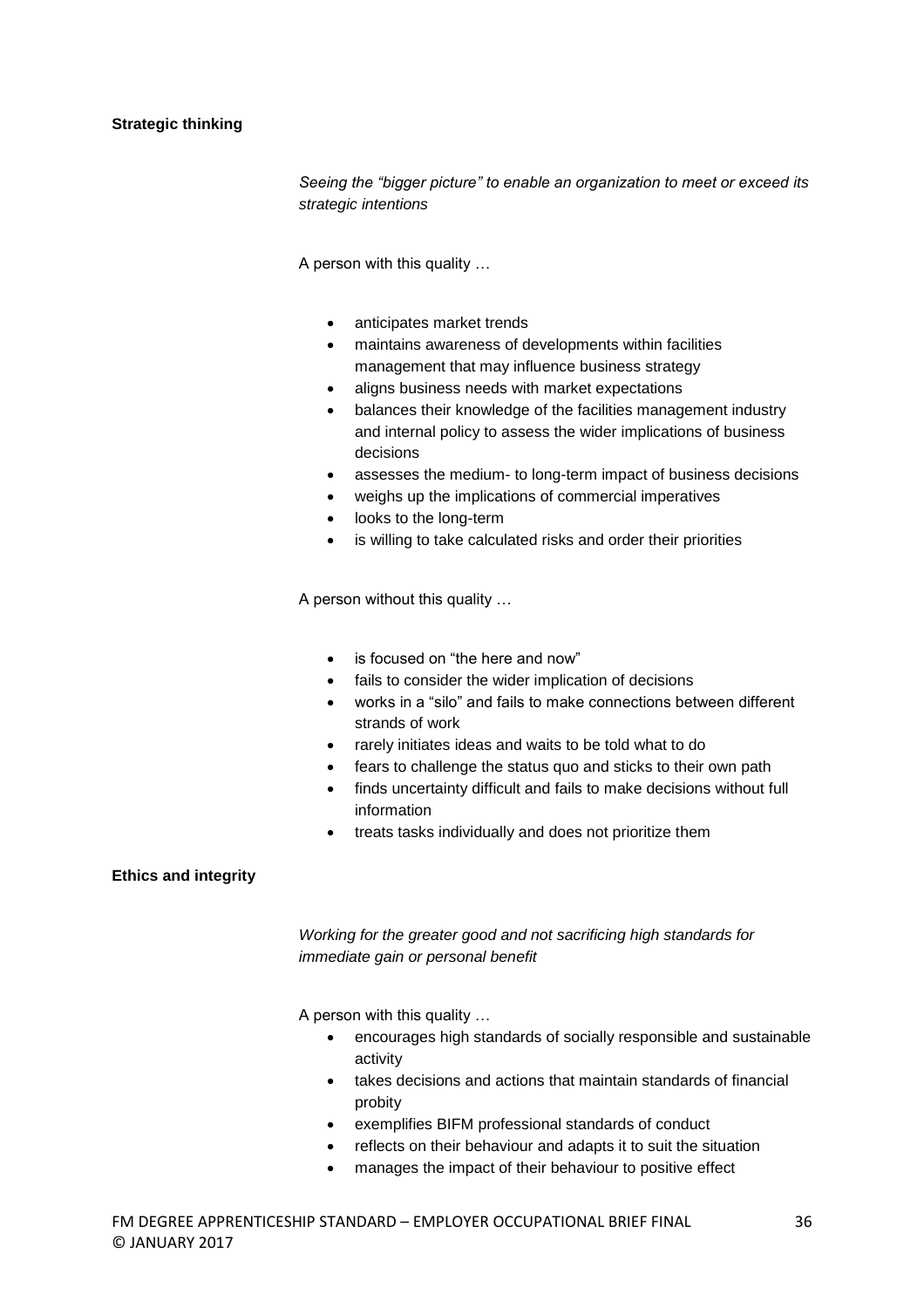**Strategic thinking**

*Seeing the "bigger picture" to enable an organization to meet or exceed its strategic intentions*

A person with this quality …

- anticipates market trends
- maintains awareness of developments within facilities management that may influence business strategy
- aligns business needs with market expectations
- balances their knowledge of the facilities management industry and internal policy to assess the wider implications of business decisions
- assesses the medium- to long-term impact of business decisions
- weighs up the implications of commercial imperatives
- looks to the long-term
- is willing to take calculated risks and order their priorities

A person without this quality …

- is focused on "the here and now"
- fails to consider the wider implication of decisions
- works in a "silo" and fails to make connections between different strands of work
- rarely initiates ideas and waits to be told what to do
- fears to challenge the status quo and sticks to their own path
- finds uncertainty difficult and fails to make decisions without full information
- treats tasks individually and does not prioritize them

**Ethics and integrity**

*Working for the greater good and not sacrificing high standards for immediate gain or personal benefit*

A person with this quality …

- encourages high standards of socially responsible and sustainable activity
- takes decisions and actions that maintain standards of financial probity
- exemplifies BIFM professional standards of conduct
- reflects on their behaviour and adapts it to suit the situation
- manages the impact of their behaviour to positive effect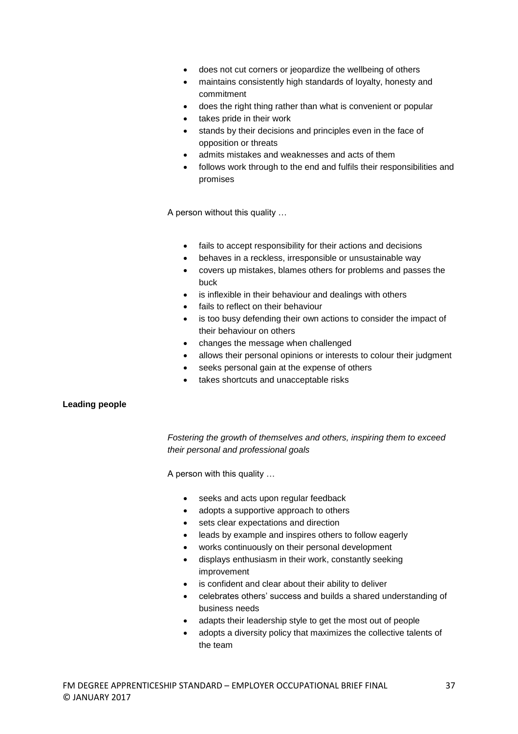- does not cut corners or jeopardize the wellbeing of others
- maintains consistently high standards of loyalty, honesty and commitment
- does the right thing rather than what is convenient or popular
- takes pride in their work
- stands by their decisions and principles even in the face of opposition or threats
- admits mistakes and weaknesses and acts of them
- follows work through to the end and fulfils their responsibilities and promises

A person without this quality …

- fails to accept responsibility for their actions and decisions
- behaves in a reckless, irresponsible or unsustainable way
- covers up mistakes, blames others for problems and passes the buck
- is inflexible in their behaviour and dealings with others
- fails to reflect on their behaviour
- is too busy defending their own actions to consider the impact of their behaviour on others
- changes the message when challenged
- allows their personal opinions or interests to colour their judgment
- seeks personal gain at the expense of others
- takes shortcuts and unacceptable risks

**Leading people**

*Fostering the growth of themselves and others, inspiring them to exceed their personal and professional goals*

A person with this quality …

- seeks and acts upon regular feedback
- adopts a supportive approach to others
- sets clear expectations and direction
- leads by example and inspires others to follow eagerly
- works continuously on their personal development
- displays enthusiasm in their work, constantly seeking improvement
- is confident and clear about their ability to deliver
- celebrates others' success and builds a shared understanding of business needs
- adapts their leadership style to get the most out of people
- adopts a diversity policy that maximizes the collective talents of the team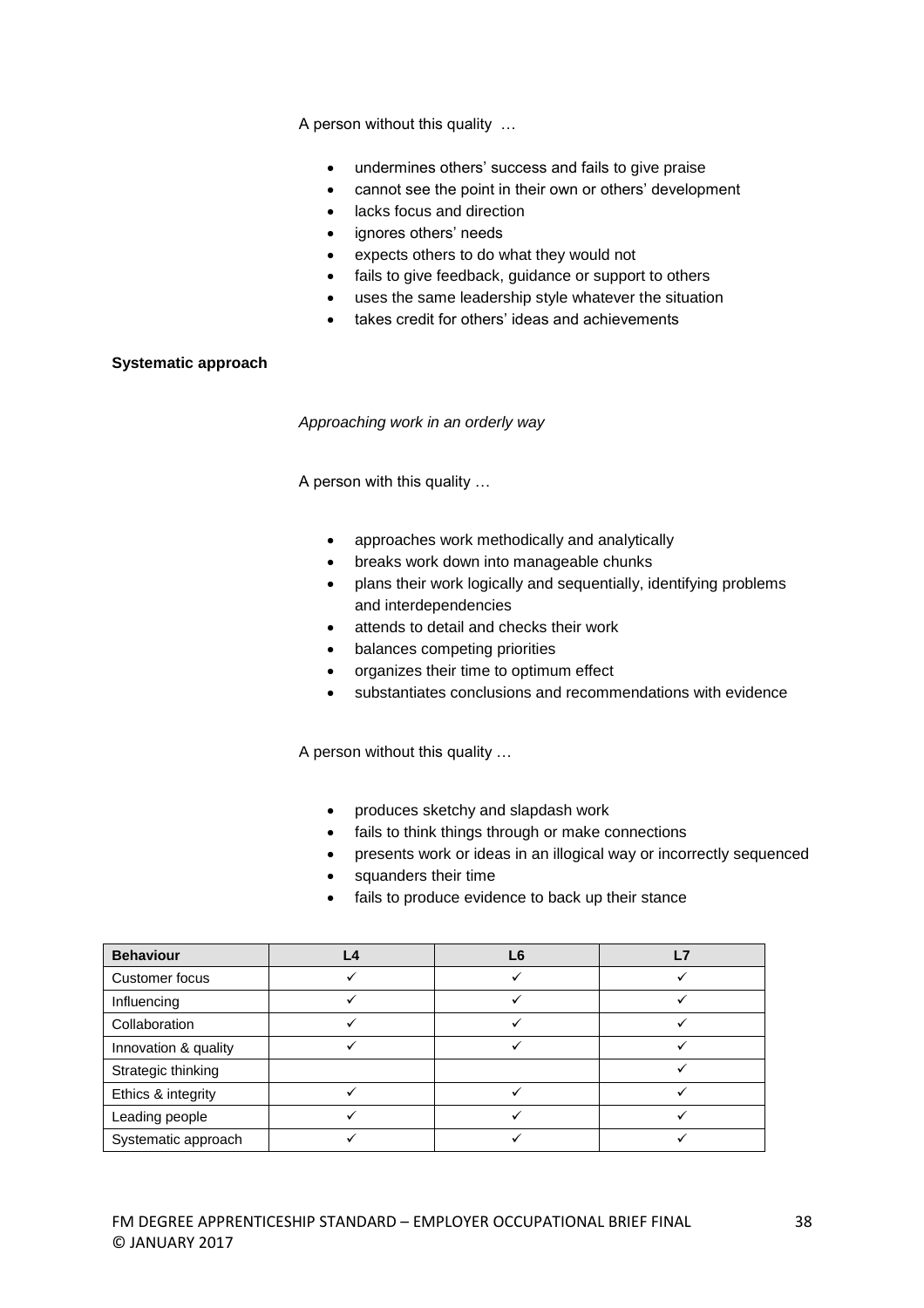A person without this quality …

- undermines others' success and fails to give praise
- cannot see the point in their own or others' development
- lacks focus and direction
- ignores others' needs
- expects others to do what they would not
- fails to give feedback, guidance or support to others
- uses the same leadership style whatever the situation
- takes credit for others' ideas and achievements

**Systematic approach**

*Approaching work in an orderly way*

A person with this quality …

- approaches work methodically and analytically
- breaks work down into manageable chunks
- plans their work logically and sequentially, identifying problems and interdependencies
- attends to detail and checks their work
- balances competing priorities
- organizes their time to optimum effect
- substantiates conclusions and recommendations with evidence

A person without this quality …

- produces sketchy and slapdash work
- fails to think things through or make connections
- presents work or ideas in an illogical way or incorrectly sequenced
- squanders their time
- fails to produce evidence to back up their stance

| Behaviour | L4 | L6 | L7 |
| --- | --- | --- | --- |
| Customer focus | ✓ | ✓ | ✓ |
| Influencing | ✓ | ✓ | ✓ |
| Collaboration | ✓ | ✓ | ✓ |
| Innovation & quality | ✓ | ✓ | ✓ |
| Strategic thinking | | | ✓ |
| Ethics & integrity | ✓ | ✓ | ✓ |
| Leading people | ✓ | ✓ | ✓ |
| Systematic approach | ✓ | ✓ | ✓ |